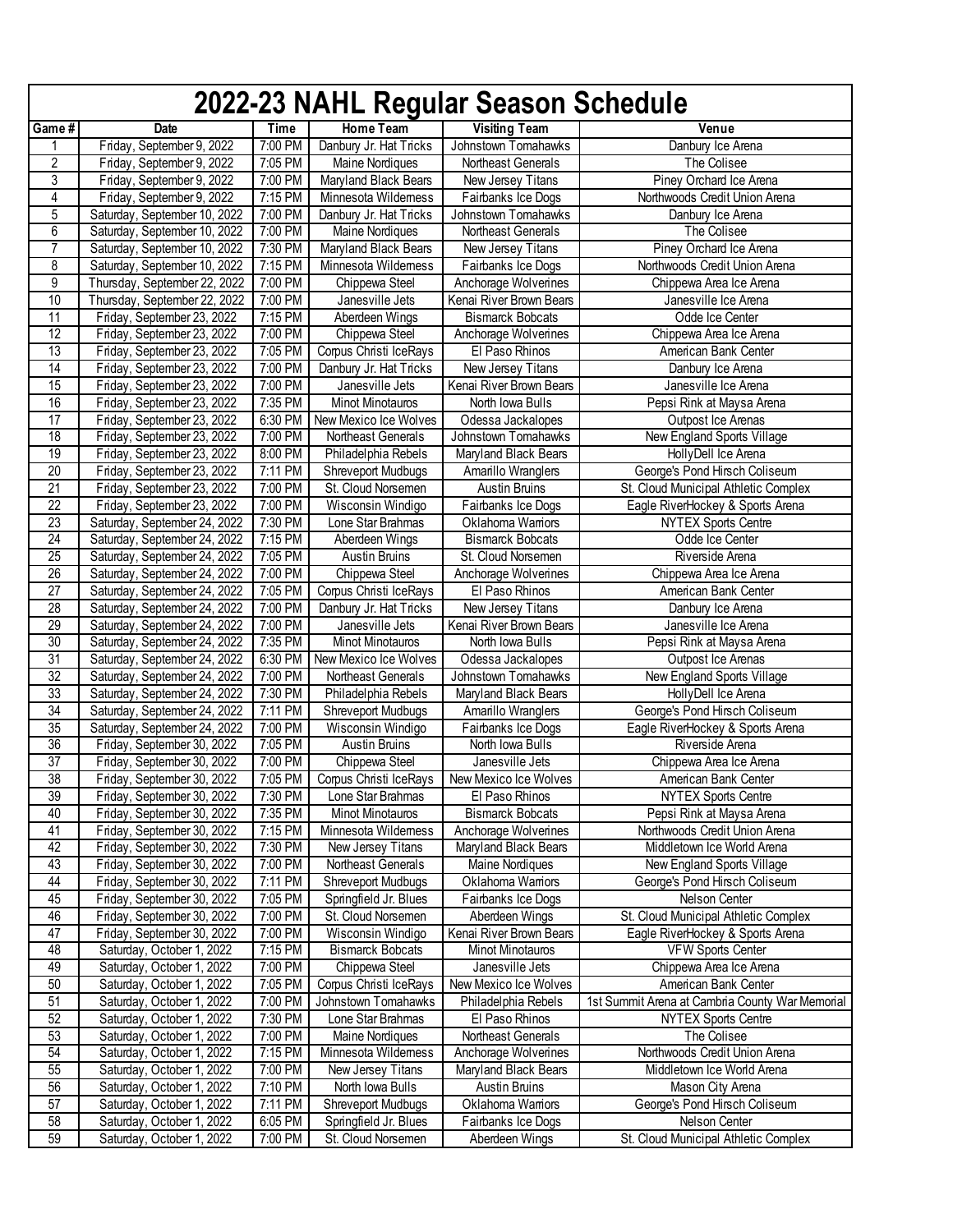# 2022-23 NAHL Regular Season Schedule

| Game # | Date | Time | Home Team | Visiting Team | Venue |
|---|---|---|---|---|---|
| 1 | Friday, September 9, 2022 | 7:00 PM | Danbury Jr. Hat Tricks | Johnstown Tomahawks | Danbury Ice Arena |
| 2 | Friday, September 9, 2022 | 7:05 PM | Maine Nordiques | Northeast Generals | The Colisee |
| 3 | Friday, September 9, 2022 | 7:00 PM | Maryland Black Bears | New Jersey Titans | Piney Orchard Ice Arena |
| 4 | Friday, September 9, 2022 | 7:15 PM | Minnesota Wilderness | Fairbanks Ice Dogs | Northwoods Credit Union Arena |
| 5 | Saturday, September 10, 2022 | 7:00 PM | Danbury Jr. Hat Tricks | Johnstown Tomahawks | Danbury Ice Arena |
| 6 | Saturday, September 10, 2022 | 7:00 PM | Maine Nordiques | Northeast Generals | The Colisee |
| 7 | Saturday, September 10, 2022 | 7:30 PM | Maryland Black Bears | New Jersey Titans | Piney Orchard Ice Arena |
| 8 | Saturday, September 10, 2022 | 7:15 PM | Minnesota Wilderness | Fairbanks Ice Dogs | Northwoods Credit Union Arena |
| 9 | Thursday, September 22, 2022 | 7:00 PM | Chippewa Steel | Anchorage Wolverines | Chippewa Area Ice Arena |
| 10 | Thursday, September 22, 2022 | 7:00 PM | Janesville Jets | Kenai River Brown Bears | Janesville Ice Arena |
| 11 | Friday, September 23, 2022 | 7:15 PM | Aberdeen Wings | Bismarck Bobcats | Odde Ice Center |
| 12 | Friday, September 23, 2022 | 7:00 PM | Chippewa Steel | Anchorage Wolverines | Chippewa Area Ice Arena |
| 13 | Friday, September 23, 2022 | 7:05 PM | Corpus Christi IceRays | El Paso Rhinos | American Bank Center |
| 14 | Friday, September 23, 2022 | 7:00 PM | Danbury Jr. Hat Tricks | New Jersey Titans | Danbury Ice Arena |
| 15 | Friday, September 23, 2022 | 7:00 PM | Janesville Jets | Kenai River Brown Bears | Janesville Ice Arena |
| 16 | Friday, September 23, 2022 | 7:35 PM | Minot Minotauros | North Iowa Bulls | Pepsi Rink at Maysa Arena |
| 17 | Friday, September 23, 2022 | 6:30 PM | New Mexico Ice Wolves | Odessa Jackalopes | Outpost Ice Arenas |
| 18 | Friday, September 23, 2022 | 7:00 PM | Northeast Generals | Johnstown Tomahawks | New England Sports Village |
| 19 | Friday, September 23, 2022 | 8:00 PM | Philadelphia Rebels | Maryland Black Bears | HollyDell Ice Arena |
| 20 | Friday, September 23, 2022 | 7:11 PM | Shreveport Mudbugs | Amarillo Wranglers | George's Pond Hirsch Coliseum |
| 21 | Friday, September 23, 2022 | 7:00 PM | St. Cloud Norsemen | Austin Bruins | St. Cloud Municipal Athletic Complex |
| 22 | Friday, September 23, 2022 | 7:00 PM | Wisconsin Windigo | Fairbanks Ice Dogs | Eagle RiverHockey & Sports Arena |
| 23 | Saturday, September 24, 2022 | 7:30 PM | Lone Star Brahmas | Oklahoma Warriors | NYTEX Sports Centre |
| 24 | Saturday, September 24, 2022 | 7:15 PM | Aberdeen Wings | Bismarck Bobcats | Odde Ice Center |
| 25 | Saturday, September 24, 2022 | 7:05 PM | Austin Bruins | St. Cloud Norsemen | Riverside Arena |
| 26 | Saturday, September 24, 2022 | 7:00 PM | Chippewa Steel | Anchorage Wolverines | Chippewa Area Ice Arena |
| 27 | Saturday, September 24, 2022 | 7:05 PM | Corpus Christi IceRays | El Paso Rhinos | American Bank Center |
| 28 | Saturday, September 24, 2022 | 7:00 PM | Danbury Jr. Hat Tricks | New Jersey Titans | Danbury Ice Arena |
| 29 | Saturday, September 24, 2022 | 7:00 PM | Janesville Jets | Kenai River Brown Bears | Janesville Ice Arena |
| 30 | Saturday, September 24, 2022 | 7:35 PM | Minot Minotauros | North Iowa Bulls | Pepsi Rink at Maysa Arena |
| 31 | Saturday, September 24, 2022 | 6:30 PM | New Mexico Ice Wolves | Odessa Jackalopes | Outpost Ice Arenas |
| 32 | Saturday, September 24, 2022 | 7:00 PM | Northeast Generals | Johnstown Tomahawks | New England Sports Village |
| 33 | Saturday, September 24, 2022 | 7:30 PM | Philadelphia Rebels | Maryland Black Bears | HollyDell Ice Arena |
| 34 | Saturday, September 24, 2022 | 7:11 PM | Shreveport Mudbugs | Amarillo Wranglers | George's Pond Hirsch Coliseum |
| 35 | Saturday, September 24, 2022 | 7:00 PM | Wisconsin Windigo | Fairbanks Ice Dogs | Eagle RiverHockey & Sports Arena |
| 36 | Friday, September 30, 2022 | 7:05 PM | Austin Bruins | North Iowa Bulls | Riverside Arena |
| 37 | Friday, September 30, 2022 | 7:00 PM | Chippewa Steel | Janesville Jets | Chippewa Area Ice Arena |
| 38 | Friday, September 30, 2022 | 7:05 PM | Corpus Christi IceRays | New Mexico Ice Wolves | American Bank Center |
| 39 | Friday, September 30, 2022 | 7:30 PM | Lone Star Brahmas | El Paso Rhinos | NYTEX Sports Centre |
| 40 | Friday, September 30, 2022 | 7:35 PM | Minot Minotauros | Bismarck Bobcats | Pepsi Rink at Maysa Arena |
| 41 | Friday, September 30, 2022 | 7:15 PM | Minnesota Wilderness | Anchorage Wolverines | Northwoods Credit Union Arena |
| 42 | Friday, September 30, 2022 | 7:30 PM | New Jersey Titans | Maryland Black Bears | Middletown Ice World Arena |
| 43 | Friday, September 30, 2022 | 7:00 PM | Northeast Generals | Maine Nordiques | New England Sports Village |
| 44 | Friday, September 30, 2022 | 7:11 PM | Shreveport Mudbugs | Oklahoma Warriors | George's Pond Hirsch Coliseum |
| 45 | Friday, September 30, 2022 | 7:05 PM | Springfield Jr. Blues | Fairbanks Ice Dogs | Nelson Center |
| 46 | Friday, September 30, 2022 | 7:00 PM | St. Cloud Norsemen | Aberdeen Wings | St. Cloud Municipal Athletic Complex |
| 47 | Friday, September 30, 2022 | 7:00 PM | Wisconsin Windigo | Kenai River Brown Bears | Eagle RiverHockey & Sports Arena |
| 48 | Saturday, October 1, 2022 | 7:15 PM | Bismarck Bobcats | Minot Minotauros | VFW Sports Center |
| 49 | Saturday, October 1, 2022 | 7:00 PM | Chippewa Steel | Janesville Jets | Chippewa Area Ice Arena |
| 50 | Saturday, October 1, 2022 | 7:05 PM | Corpus Christi IceRays | New Mexico Ice Wolves | American Bank Center |
| 51 | Saturday, October 1, 2022 | 7:00 PM | Johnstown Tomahawks | Philadelphia Rebels | 1st Summit Arena at Cambria County War Memorial |
| 52 | Saturday, October 1, 2022 | 7:30 PM | Lone Star Brahmas | El Paso Rhinos | NYTEX Sports Centre |
| 53 | Saturday, October 1, 2022 | 7:00 PM | Maine Nordiques | Northeast Generals | The Colisee |
| 54 | Saturday, October 1, 2022 | 7:15 PM | Minnesota Wilderness | Anchorage Wolverines | Northwoods Credit Union Arena |
| 55 | Saturday, October 1, 2022 | 7:00 PM | New Jersey Titans | Maryland Black Bears | Middletown Ice World Arena |
| 56 | Saturday, October 1, 2022 | 7:10 PM | North Iowa Bulls | Austin Bruins | Mason City Arena |
| 57 | Saturday, October 1, 2022 | 7:11 PM | Shreveport Mudbugs | Oklahoma Warriors | George's Pond Hirsch Coliseum |
| 58 | Saturday, October 1, 2022 | 6:05 PM | Springfield Jr. Blues | Fairbanks Ice Dogs | Nelson Center |
| 59 | Saturday, October 1, 2022 | 7:00 PM | St. Cloud Norsemen | Aberdeen Wings | St. Cloud Municipal Athletic Complex |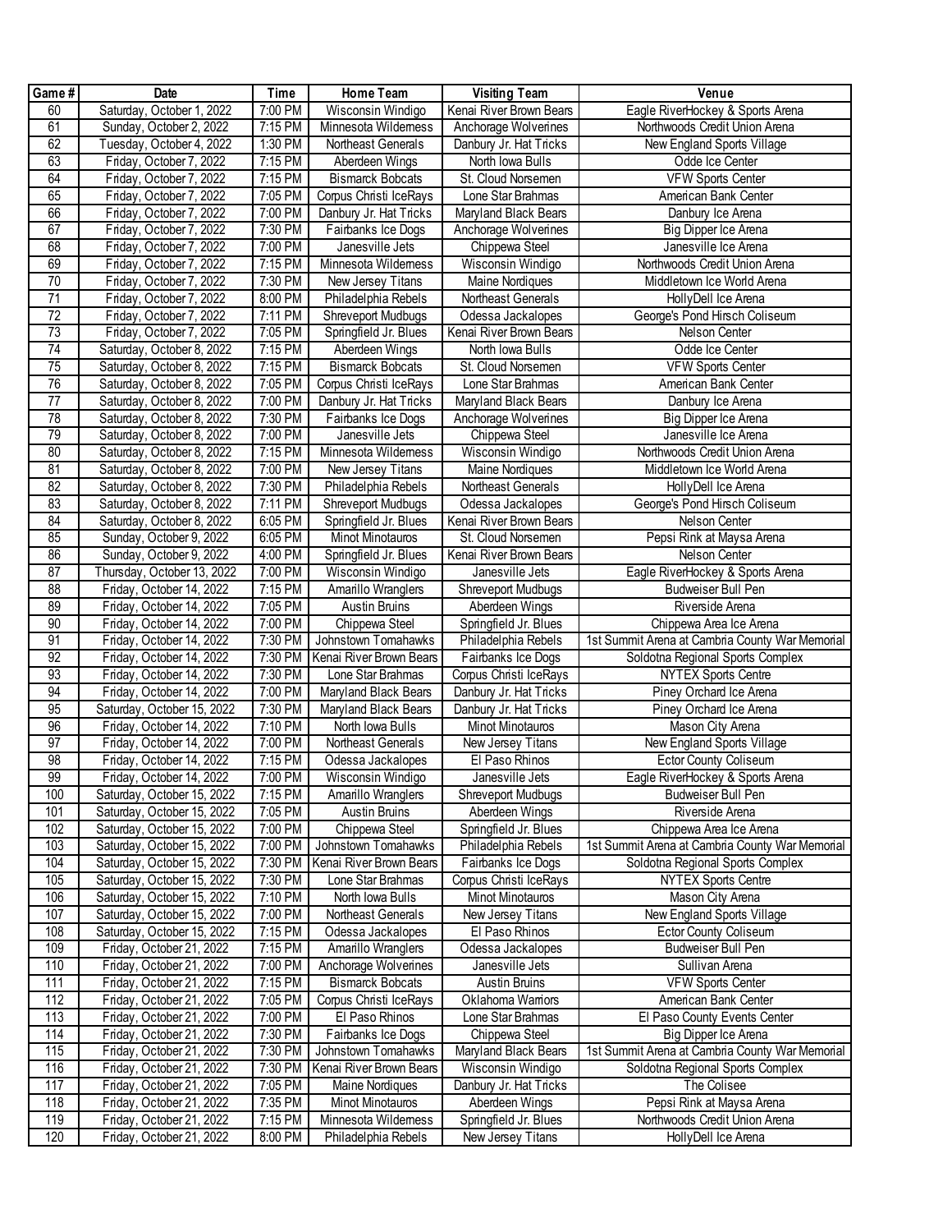| Game # | Date | Time | Home Team | Visiting Team | Venue |
|---|---|---|---|---|---|
| 60 | Saturday, October 1, 2022 | 7:00 PM | Wisconsin Windigo | Kenai River Brown Bears | Eagle RiverHockey & Sports Arena |
| 61 | Sunday, October 2, 2022 | 7:15 PM | Minnesota Wilderness | Anchorage Wolverines | Northwoods Credit Union Arena |
| 62 | Tuesday, October 4, 2022 | 1:30 PM | Northeast Generals | Danbury Jr. Hat Tricks | New England Sports Village |
| 63 | Friday, October 7, 2022 | 7:15 PM | Aberdeen Wings | North Iowa Bulls | Odde Ice Center |
| 64 | Friday, October 7, 2022 | 7:15 PM | Bismarck Bobcats | St. Cloud Norsemen | VFW Sports Center |
| 65 | Friday, October 7, 2022 | 7:05 PM | Corpus Christi IceRays | Lone Star Brahmas | American Bank Center |
| 66 | Friday, October 7, 2022 | 7:00 PM | Danbury Jr. Hat Tricks | Maryland Black Bears | Danbury Ice Arena |
| 67 | Friday, October 7, 2022 | 7:30 PM | Fairbanks Ice Dogs | Anchorage Wolverines | Big Dipper Ice Arena |
| 68 | Friday, October 7, 2022 | 7:00 PM | Janesville Jets | Chippewa Steel | Janesville Ice Arena |
| 69 | Friday, October 7, 2022 | 7:15 PM | Minnesota Wilderness | Wisconsin Windigo | Northwoods Credit Union Arena |
| 70 | Friday, October 7, 2022 | 7:30 PM | New Jersey Titans | Maine Nordiques | Middletown Ice World Arena |
| 71 | Friday, October 7, 2022 | 8:00 PM | Philadelphia Rebels | Northeast Generals | HollyDell Ice Arena |
| 72 | Friday, October 7, 2022 | 7:11 PM | Shreveport Mudbugs | Odessa Jackalopes | George's Pond Hirsch Coliseum |
| 73 | Friday, October 7, 2022 | 7:05 PM | Springfield Jr. Blues | Kenai River Brown Bears | Nelson Center |
| 74 | Saturday, October 8, 2022 | 7:15 PM | Aberdeen Wings | North Iowa Bulls | Odde Ice Center |
| 75 | Saturday, October 8, 2022 | 7:15 PM | Bismarck Bobcats | St. Cloud Norsemen | VFW Sports Center |
| 76 | Saturday, October 8, 2022 | 7:05 PM | Corpus Christi IceRays | Lone Star Brahmas | American Bank Center |
| 77 | Saturday, October 8, 2022 | 7:00 PM | Danbury Jr. Hat Tricks | Maryland Black Bears | Danbury Ice Arena |
| 78 | Saturday, October 8, 2022 | 7:30 PM | Fairbanks Ice Dogs | Anchorage Wolverines | Big Dipper Ice Arena |
| 79 | Saturday, October 8, 2022 | 7:00 PM | Janesville Jets | Chippewa Steel | Janesville Ice Arena |
| 80 | Saturday, October 8, 2022 | 7:15 PM | Minnesota Wilderness | Wisconsin Windigo | Northwoods Credit Union Arena |
| 81 | Saturday, October 8, 2022 | 7:00 PM | New Jersey Titans | Maine Nordiques | Middletown Ice World Arena |
| 82 | Saturday, October 8, 2022 | 7:30 PM | Philadelphia Rebels | Northeast Generals | HollyDell Ice Arena |
| 83 | Saturday, October 8, 2022 | 7:11 PM | Shreveport Mudbugs | Odessa Jackalopes | George's Pond Hirsch Coliseum |
| 84 | Saturday, October 8, 2022 | 6:05 PM | Springfield Jr. Blues | Kenai River Brown Bears | Nelson Center |
| 85 | Sunday, October 9, 2022 | 6:05 PM | Minot Minotauros | St. Cloud Norsemen | Pepsi Rink at Maysa Arena |
| 86 | Sunday, October 9, 2022 | 4:00 PM | Springfield Jr. Blues | Kenai River Brown Bears | Nelson Center |
| 87 | Thursday, October 13, 2022 | 7:00 PM | Wisconsin Windigo | Janesville Jets | Eagle RiverHockey & Sports Arena |
| 88 | Friday, October 14, 2022 | 7:15 PM | Amarillo Wranglers | Shreveport Mudbugs | Budweiser Bull Pen |
| 89 | Friday, October 14, 2022 | 7:05 PM | Austin Bruins | Aberdeen Wings | Riverside Arena |
| 90 | Friday, October 14, 2022 | 7:00 PM | Chippewa Steel | Springfield Jr. Blues | Chippewa Area Ice Arena |
| 91 | Friday, October 14, 2022 | 7:30 PM | Johnstown Tomahawks | Philadelphia Rebels | 1st Summit Arena at Cambria County War Memorial |
| 92 | Friday, October 14, 2022 | 7:30 PM | Kenai River Brown Bears | Fairbanks Ice Dogs | Soldotna Regional Sports Complex |
| 93 | Friday, October 14, 2022 | 7:30 PM | Lone Star Brahmas | Corpus Christi IceRays | NYTEX Sports Centre |
| 94 | Friday, October 14, 2022 | 7:00 PM | Maryland Black Bears | Danbury Jr. Hat Tricks | Piney Orchard Ice Arena |
| 95 | Saturday, October 15, 2022 | 7:30 PM | Maryland Black Bears | Danbury Jr. Hat Tricks | Piney Orchard Ice Arena |
| 96 | Friday, October 14, 2022 | 7:10 PM | North Iowa Bulls | Minot Minotauros | Mason City Arena |
| 97 | Friday, October 14, 2022 | 7:00 PM | Northeast Generals | New Jersey Titans | New England Sports Village |
| 98 | Friday, October 14, 2022 | 7:15 PM | Odessa Jackalopes | El Paso Rhinos | Ector County Coliseum |
| 99 | Friday, October 14, 2022 | 7:00 PM | Wisconsin Windigo | Janesville Jets | Eagle RiverHockey & Sports Arena |
| 100 | Saturday, October 15, 2022 | 7:15 PM | Amarillo Wranglers | Shreveport Mudbugs | Budweiser Bull Pen |
| 101 | Saturday, October 15, 2022 | 7:05 PM | Austin Bruins | Aberdeen Wings | Riverside Arena |
| 102 | Saturday, October 15, 2022 | 7:00 PM | Chippewa Steel | Springfield Jr. Blues | Chippewa Area Ice Arena |
| 103 | Saturday, October 15, 2022 | 7:00 PM | Johnstown Tomahawks | Philadelphia Rebels | 1st Summit Arena at Cambria County War Memorial |
| 104 | Saturday, October 15, 2022 | 7:30 PM | Kenai River Brown Bears | Fairbanks Ice Dogs | Soldotna Regional Sports Complex |
| 105 | Saturday, October 15, 2022 | 7:30 PM | Lone Star Brahmas | Corpus Christi IceRays | NYTEX Sports Centre |
| 106 | Saturday, October 15, 2022 | 7:10 PM | North Iowa Bulls | Minot Minotauros | Mason City Arena |
| 107 | Saturday, October 15, 2022 | 7:00 PM | Northeast Generals | New Jersey Titans | New England Sports Village |
| 108 | Saturday, October 15, 2022 | 7:15 PM | Odessa Jackalopes | El Paso Rhinos | Ector County Coliseum |
| 109 | Friday, October 21, 2022 | 7:15 PM | Amarillo Wranglers | Odessa Jackalopes | Budweiser Bull Pen |
| 110 | Friday, October 21, 2022 | 7:00 PM | Anchorage Wolverines | Janesville Jets | Sullivan Arena |
| 111 | Friday, October 21, 2022 | 7:15 PM | Bismarck Bobcats | Austin Bruins | VFW Sports Center |
| 112 | Friday, October 21, 2022 | 7:05 PM | Corpus Christi IceRays | Oklahoma Warriors | American Bank Center |
| 113 | Friday, October 21, 2022 | 7:00 PM | El Paso Rhinos | Lone Star Brahmas | El Paso County Events Center |
| 114 | Friday, October 21, 2022 | 7:30 PM | Fairbanks Ice Dogs | Chippewa Steel | Big Dipper Ice Arena |
| 115 | Friday, October 21, 2022 | 7:30 PM | Johnstown Tomahawks | Maryland Black Bears | 1st Summit Arena at Cambria County War Memorial |
| 116 | Friday, October 21, 2022 | 7:30 PM | Kenai River Brown Bears | Wisconsin Windigo | Soldotna Regional Sports Complex |
| 117 | Friday, October 21, 2022 | 7:05 PM | Maine Nordiques | Danbury Jr. Hat Tricks | The Colisee |
| 118 | Friday, October 21, 2022 | 7:35 PM | Minot Minotauros | Aberdeen Wings | Pepsi Rink at Maysa Arena |
| 119 | Friday, October 21, 2022 | 7:15 PM | Minnesota Wilderness | Springfield Jr. Blues | Northwoods Credit Union Arena |
| 120 | Friday, October 21, 2022 | 8:00 PM | Philadelphia Rebels | New Jersey Titans | HollyDell Ice Arena |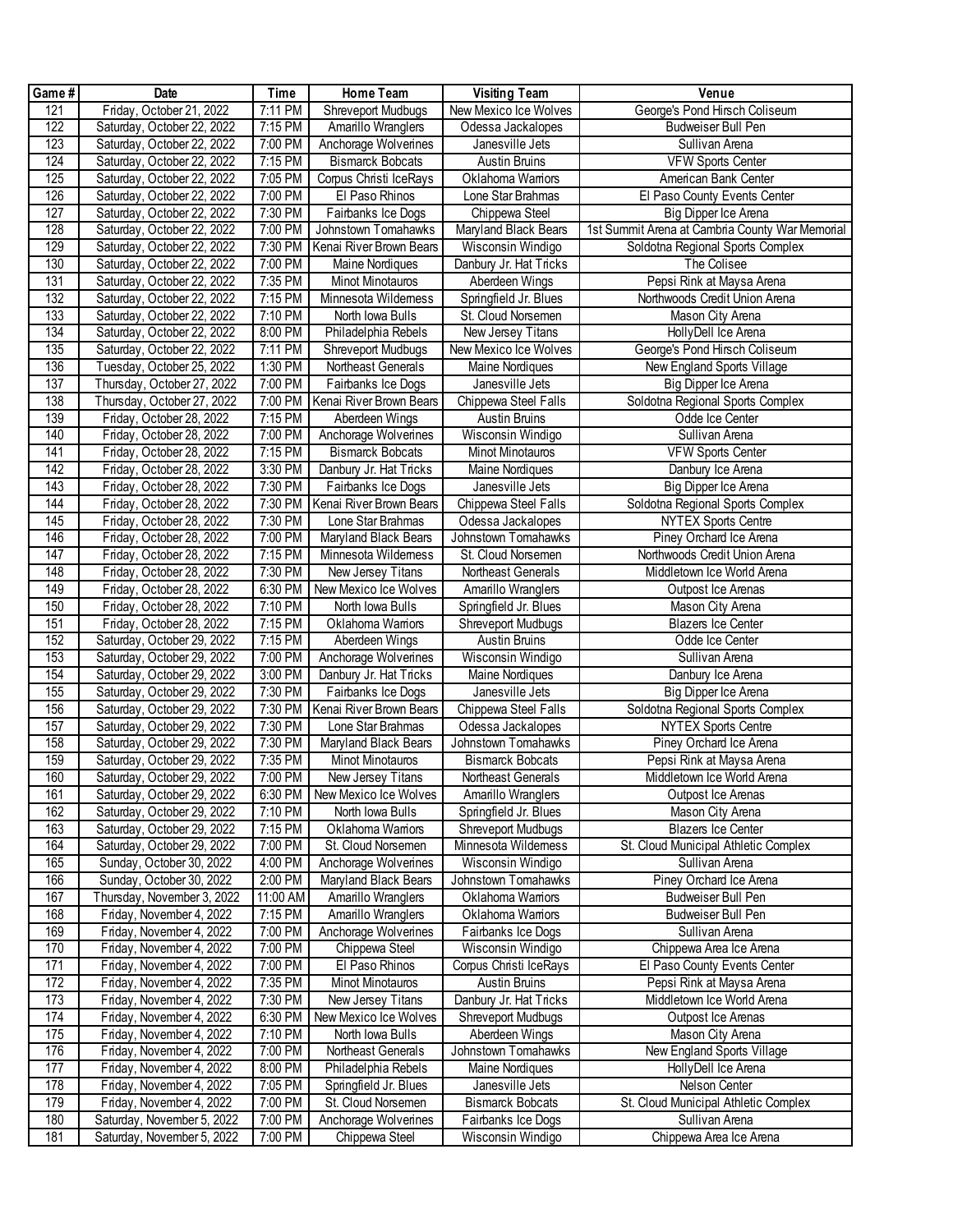| Game # | Date | Time | Home Team | Visiting Team | Venue |
|---|---|---|---|---|---|
| 121 | Friday, October 21, 2022 | 7:11 PM | Shreveport Mudbugs | New Mexico Ice Wolves | George's Pond Hirsch Coliseum |
| 122 | Saturday, October 22, 2022 | 7:15 PM | Amarillo Wranglers | Odessa Jackalopes | Budweiser Bull Pen |
| 123 | Saturday, October 22, 2022 | 7:00 PM | Anchorage Wolverines | Janesville Jets | Sullivan Arena |
| 124 | Saturday, October 22, 2022 | 7:15 PM | Bismarck Bobcats | Austin Bruins | VFW Sports Center |
| 125 | Saturday, October 22, 2022 | 7:05 PM | Corpus Christi IceRays | Oklahoma Warriors | American Bank Center |
| 126 | Saturday, October 22, 2022 | 7:00 PM | El Paso Rhinos | Lone Star Brahmas | El Paso County Events Center |
| 127 | Saturday, October 22, 2022 | 7:30 PM | Fairbanks Ice Dogs | Chippewa Steel | Big Dipper Ice Arena |
| 128 | Saturday, October 22, 2022 | 7:00 PM | Johnstown Tomahawks | Maryland Black Bears | 1st Summit Arena at Cambria County War Memorial |
| 129 | Saturday, October 22, 2022 | 7:30 PM | Kenai River Brown Bears | Wisconsin Windigo | Soldotna Regional Sports Complex |
| 130 | Saturday, October 22, 2022 | 7:00 PM | Maine Nordiques | Danbury Jr. Hat Tricks | The Colisee |
| 131 | Saturday, October 22, 2022 | 7:35 PM | Minot Minotauros | Aberdeen Wings | Pepsi Rink at Maysa Arena |
| 132 | Saturday, October 22, 2022 | 7:15 PM | Minnesota Wilderness | Springfield Jr. Blues | Northwoods Credit Union Arena |
| 133 | Saturday, October 22, 2022 | 7:10 PM | North Iowa Bulls | St. Cloud Norsemen | Mason City Arena |
| 134 | Saturday, October 22, 2022 | 8:00 PM | Philadelphia Rebels | New Jersey Titans | HollyDell Ice Arena |
| 135 | Saturday, October 22, 2022 | 7:11 PM | Shreveport Mudbugs | New Mexico Ice Wolves | George's Pond Hirsch Coliseum |
| 136 | Tuesday, October 25, 2022 | 1:30 PM | Northeast Generals | Maine Nordiques | New England Sports Village |
| 137 | Thursday, October 27, 2022 | 7:00 PM | Fairbanks Ice Dogs | Janesville Jets | Big Dipper Ice Arena |
| 138 | Thursday, October 27, 2022 | 7:00 PM | Kenai River Brown Bears | Chippewa Steel Falls | Soldotna Regional Sports Complex |
| 139 | Friday, October 28, 2022 | 7:15 PM | Aberdeen Wings | Austin Bruins | Odde Ice Center |
| 140 | Friday, October 28, 2022 | 7:00 PM | Anchorage Wolverines | Wisconsin Windigo | Sullivan Arena |
| 141 | Friday, October 28, 2022 | 7:15 PM | Bismarck Bobcats | Minot Minotauros | VFW Sports Center |
| 142 | Friday, October 28, 2022 | 3:30 PM | Danbury Jr. Hat Tricks | Maine Nordiques | Danbury Ice Arena |
| 143 | Friday, October 28, 2022 | 7:30 PM | Fairbanks Ice Dogs | Janesville Jets | Big Dipper Ice Arena |
| 144 | Friday, October 28, 2022 | 7:30 PM | Kenai River Brown Bears | Chippewa Steel Falls | Soldotna Regional Sports Complex |
| 145 | Friday, October 28, 2022 | 7:30 PM | Lone Star Brahmas | Odessa Jackalopes | NYTEX Sports Centre |
| 146 | Friday, October 28, 2022 | 7:00 PM | Maryland Black Bears | Johnstown Tomahawks | Piney Orchard Ice Arena |
| 147 | Friday, October 28, 2022 | 7:15 PM | Minnesota Wilderness | St. Cloud Norsemen | Northwoods Credit Union Arena |
| 148 | Friday, October 28, 2022 | 7:30 PM | New Jersey Titans | Northeast Generals | Middletown Ice World Arena |
| 149 | Friday, October 28, 2022 | 6:30 PM | New Mexico Ice Wolves | Amarillo Wranglers | Outpost Ice Arenas |
| 150 | Friday, October 28, 2022 | 7:10 PM | North Iowa Bulls | Springfield Jr. Blues | Mason City Arena |
| 151 | Friday, October 28, 2022 | 7:15 PM | Oklahoma Warriors | Shreveport Mudbugs | Blazers Ice Center |
| 152 | Saturday, October 29, 2022 | 7:15 PM | Aberdeen Wings | Austin Bruins | Odde Ice Center |
| 153 | Saturday, October 29, 2022 | 7:00 PM | Anchorage Wolverines | Wisconsin Windigo | Sullivan Arena |
| 154 | Saturday, October 29, 2022 | 3:00 PM | Danbury Jr. Hat Tricks | Maine Nordiques | Danbury Ice Arena |
| 155 | Saturday, October 29, 2022 | 7:30 PM | Fairbanks Ice Dogs | Janesville Jets | Big Dipper Ice Arena |
| 156 | Saturday, October 29, 2022 | 7:30 PM | Kenai River Brown Bears | Chippewa Steel Falls | Soldotna Regional Sports Complex |
| 157 | Saturday, October 29, 2022 | 7:30 PM | Lone Star Brahmas | Odessa Jackalopes | NYTEX Sports Centre |
| 158 | Saturday, October 29, 2022 | 7:30 PM | Maryland Black Bears | Johnstown Tomahawks | Piney Orchard Ice Arena |
| 159 | Saturday, October 29, 2022 | 7:35 PM | Minot Minotauros | Bismarck Bobcats | Pepsi Rink at Maysa Arena |
| 160 | Saturday, October 29, 2022 | 7:00 PM | New Jersey Titans | Northeast Generals | Middletown Ice World Arena |
| 161 | Saturday, October 29, 2022 | 6:30 PM | New Mexico Ice Wolves | Amarillo Wranglers | Outpost Ice Arenas |
| 162 | Saturday, October 29, 2022 | 7:10 PM | North Iowa Bulls | Springfield Jr. Blues | Mason City Arena |
| 163 | Saturday, October 29, 2022 | 7:15 PM | Oklahoma Warriors | Shreveport Mudbugs | Blazers Ice Center |
| 164 | Saturday, October 29, 2022 | 7:00 PM | St. Cloud Norsemen | Minnesota Wilderness | St. Cloud Municipal Athletic Complex |
| 165 | Sunday, October 30, 2022 | 4:00 PM | Anchorage Wolverines | Wisconsin Windigo | Sullivan Arena |
| 166 | Sunday, October 30, 2022 | 2:00 PM | Maryland Black Bears | Johnstown Tomahawks | Piney Orchard Ice Arena |
| 167 | Thursday, November 3, 2022 | 11:00 AM | Amarillo Wranglers | Oklahoma Warriors | Budweiser Bull Pen |
| 168 | Friday, November 4, 2022 | 7:15 PM | Amarillo Wranglers | Oklahoma Warriors | Budweiser Bull Pen |
| 169 | Friday, November 4, 2022 | 7:00 PM | Anchorage Wolverines | Fairbanks Ice Dogs | Sullivan Arena |
| 170 | Friday, November 4, 2022 | 7:00 PM | Chippewa Steel | Wisconsin Windigo | Chippewa Area Ice Arena |
| 171 | Friday, November 4, 2022 | 7:00 PM | El Paso Rhinos | Corpus Christi IceRays | El Paso County Events Center |
| 172 | Friday, November 4, 2022 | 7:35 PM | Minot Minotauros | Austin Bruins | Pepsi Rink at Maysa Arena |
| 173 | Friday, November 4, 2022 | 7:30 PM | New Jersey Titans | Danbury Jr. Hat Tricks | Middletown Ice World Arena |
| 174 | Friday, November 4, 2022 | 6:30 PM | New Mexico Ice Wolves | Shreveport Mudbugs | Outpost Ice Arenas |
| 175 | Friday, November 4, 2022 | 7:10 PM | North Iowa Bulls | Aberdeen Wings | Mason City Arena |
| 176 | Friday, November 4, 2022 | 7:00 PM | Northeast Generals | Johnstown Tomahawks | New England Sports Village |
| 177 | Friday, November 4, 2022 | 8:00 PM | Philadelphia Rebels | Maine Nordiques | HollyDell Ice Arena |
| 178 | Friday, November 4, 2022 | 7:05 PM | Springfield Jr. Blues | Janesville Jets | Nelson Center |
| 179 | Friday, November 4, 2022 | 7:00 PM | St. Cloud Norsemen | Bismarck Bobcats | St. Cloud Municipal Athletic Complex |
| 180 | Saturday, November 5, 2022 | 7:00 PM | Anchorage Wolverines | Fairbanks Ice Dogs | Sullivan Arena |
| 181 | Saturday, November 5, 2022 | 7:00 PM | Chippewa Steel | Wisconsin Windigo | Chippewa Area Ice Arena |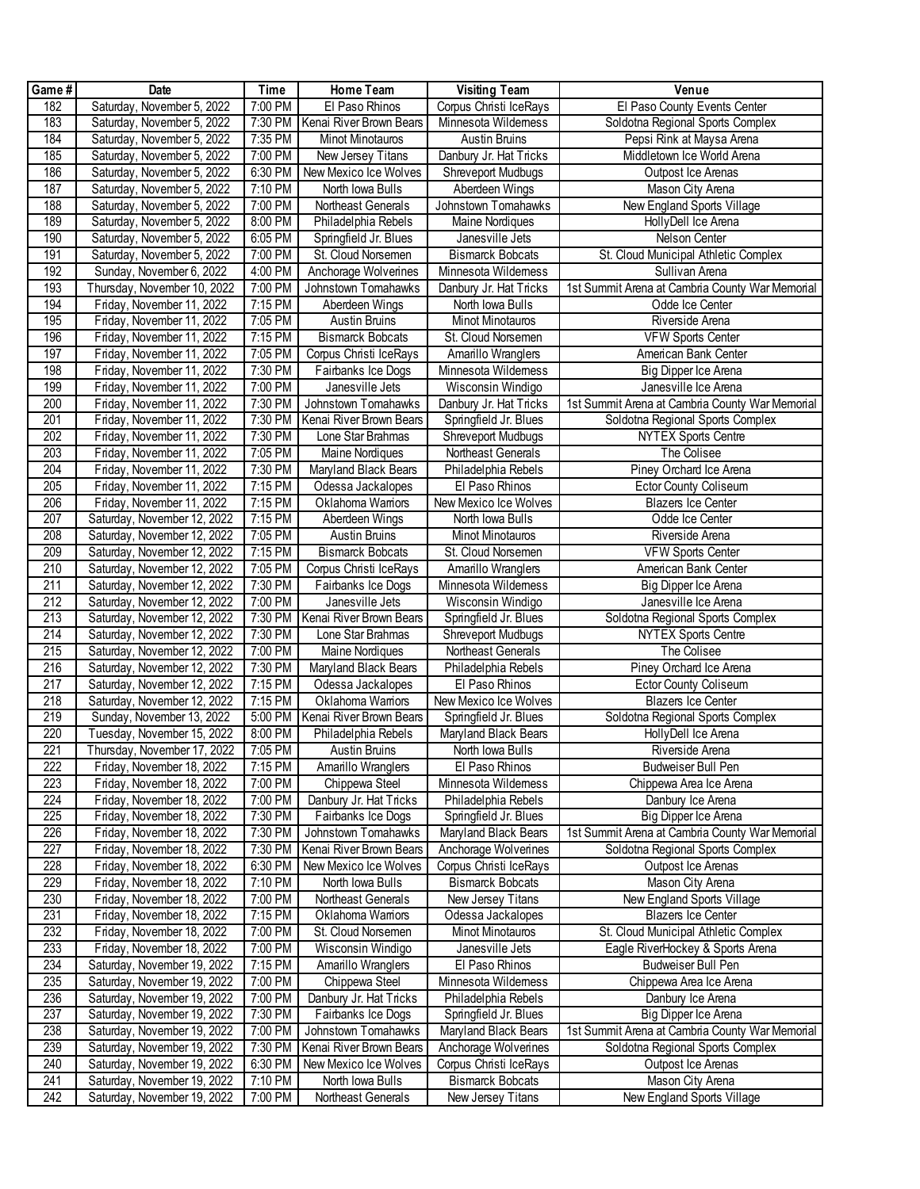| Game # | Date | Time | Home Team | Visiting Team | Venue |
| --- | --- | --- | --- | --- | --- |
| 182 | Saturday, November 5, 2022 | 7:00 PM | El Paso Rhinos | Corpus Christi IceRays | El Paso County Events Center |
| 183 | Saturday, November 5, 2022 | 7:30 PM | Kenai River Brown Bears | Minnesota Wilderness | Soldotna Regional Sports Complex |
| 184 | Saturday, November 5, 2022 | 7:35 PM | Minot Minotauros | Austin Bruins | Pepsi Rink at Maysa Arena |
| 185 | Saturday, November 5, 2022 | 7:00 PM | New Jersey Titans | Danbury Jr. Hat Tricks | Middletown Ice World Arena |
| 186 | Saturday, November 5, 2022 | 6:30 PM | New Mexico Ice Wolves | Shreveport Mudbugs | Outpost Ice Arenas |
| 187 | Saturday, November 5, 2022 | 7:10 PM | North Iowa Bulls | Aberdeen Wings | Mason City Arena |
| 188 | Saturday, November 5, 2022 | 7:00 PM | Northeast Generals | Johnstown Tomahawks | New England Sports Village |
| 189 | Saturday, November 5, 2022 | 8:00 PM | Philadelphia Rebels | Maine Nordiques | HollyDell Ice Arena |
| 190 | Saturday, November 5, 2022 | 6:05 PM | Springfield Jr. Blues | Janesville Jets | Nelson Center |
| 191 | Saturday, November 5, 2022 | 7:00 PM | St. Cloud Norsemen | Bismarck Bobcats | St. Cloud Municipal Athletic Complex |
| 192 | Sunday, November 6, 2022 | 4:00 PM | Anchorage Wolverines | Minnesota Wilderness | Sullivan Arena |
| 193 | Thursday, November 10, 2022 | 7:00 PM | Johnstown Tomahawks | Danbury Jr. Hat Tricks | 1st Summit Arena at Cambria County War Memorial |
| 194 | Friday, November 11, 2022 | 7:15 PM | Aberdeen Wings | North Iowa Bulls | Odde Ice Center |
| 195 | Friday, November 11, 2022 | 7:05 PM | Austin Bruins | Minot Minotauros | Riverside Arena |
| 196 | Friday, November 11, 2022 | 7:15 PM | Bismarck Bobcats | St. Cloud Norsemen | VFW Sports Center |
| 197 | Friday, November 11, 2022 | 7:05 PM | Corpus Christi IceRays | Amarillo Wranglers | American Bank Center |
| 198 | Friday, November 11, 2022 | 7:30 PM | Fairbanks Ice Dogs | Minnesota Wilderness | Big Dipper Ice Arena |
| 199 | Friday, November 11, 2022 | 7:00 PM | Janesville Jets | Wisconsin Windigo | Janesville Ice Arena |
| 200 | Friday, November 11, 2022 | 7:30 PM | Johnstown Tomahawks | Danbury Jr. Hat Tricks | 1st Summit Arena at Cambria County War Memorial |
| 201 | Friday, November 11, 2022 | 7:30 PM | Kenai River Brown Bears | Springfield Jr. Blues | Soldotna Regional Sports Complex |
| 202 | Friday, November 11, 2022 | 7:30 PM | Lone Star Brahmas | Shreveport Mudbugs | NYTEX Sports Centre |
| 203 | Friday, November 11, 2022 | 7:05 PM | Maine Nordiques | Northeast Generals | The Colisee |
| 204 | Friday, November 11, 2022 | 7:30 PM | Maryland Black Bears | Philadelphia Rebels | Piney Orchard Ice Arena |
| 205 | Friday, November 11, 2022 | 7:15 PM | Odessa Jackalopes | El Paso Rhinos | Ector County Coliseum |
| 206 | Friday, November 11, 2022 | 7:15 PM | Oklahoma Warriors | New Mexico Ice Wolves | Blazers Ice Center |
| 207 | Saturday, November 12, 2022 | 7:15 PM | Aberdeen Wings | North Iowa Bulls | Odde Ice Center |
| 208 | Saturday, November 12, 2022 | 7:05 PM | Austin Bruins | Minot Minotauros | Riverside Arena |
| 209 | Saturday, November 12, 2022 | 7:15 PM | Bismarck Bobcats | St. Cloud Norsemen | VFW Sports Center |
| 210 | Saturday, November 12, 2022 | 7:05 PM | Corpus Christi IceRays | Amarillo Wranglers | American Bank Center |
| 211 | Saturday, November 12, 2022 | 7:30 PM | Fairbanks Ice Dogs | Minnesota Wilderness | Big Dipper Ice Arena |
| 212 | Saturday, November 12, 2022 | 7:00 PM | Janesville Jets | Wisconsin Windigo | Janesville Ice Arena |
| 213 | Saturday, November 12, 2022 | 7:30 PM | Kenai River Brown Bears | Springfield Jr. Blues | Soldotna Regional Sports Complex |
| 214 | Saturday, November 12, 2022 | 7:30 PM | Lone Star Brahmas | Shreveport Mudbugs | NYTEX Sports Centre |
| 215 | Saturday, November 12, 2022 | 7:00 PM | Maine Nordiques | Northeast Generals | The Colisee |
| 216 | Saturday, November 12, 2022 | 7:30 PM | Maryland Black Bears | Philadelphia Rebels | Piney Orchard Ice Arena |
| 217 | Saturday, November 12, 2022 | 7:15 PM | Odessa Jackalopes | El Paso Rhinos | Ector County Coliseum |
| 218 | Saturday, November 12, 2022 | 7:15 PM | Oklahoma Warriors | New Mexico Ice Wolves | Blazers Ice Center |
| 219 | Sunday, November 13, 2022 | 5:00 PM | Kenai River Brown Bears | Springfield Jr. Blues | Soldotna Regional Sports Complex |
| 220 | Tuesday, November 15, 2022 | 8:00 PM | Philadelphia Rebels | Maryland Black Bears | HollyDell Ice Arena |
| 221 | Thursday, November 17, 2022 | 7:05 PM | Austin Bruins | North Iowa Bulls | Riverside Arena |
| 222 | Friday, November 18, 2022 | 7:15 PM | Amarillo Wranglers | El Paso Rhinos | Budweiser Bull Pen |
| 223 | Friday, November 18, 2022 | 7:00 PM | Chippewa Steel | Minnesota Wilderness | Chippewa Area Ice Arena |
| 224 | Friday, November 18, 2022 | 7:00 PM | Danbury Jr. Hat Tricks | Philadelphia Rebels | Danbury Ice Arena |
| 225 | Friday, November 18, 2022 | 7:30 PM | Fairbanks Ice Dogs | Springfield Jr. Blues | Big Dipper Ice Arena |
| 226 | Friday, November 18, 2022 | 7:30 PM | Johnstown Tomahawks | Maryland Black Bears | 1st Summit Arena at Cambria County War Memorial |
| 227 | Friday, November 18, 2022 | 7:30 PM | Kenai River Brown Bears | Anchorage Wolverines | Soldotna Regional Sports Complex |
| 228 | Friday, November 18, 2022 | 6:30 PM | New Mexico Ice Wolves | Corpus Christi IceRays | Outpost Ice Arenas |
| 229 | Friday, November 18, 2022 | 7:10 PM | North Iowa Bulls | Bismarck Bobcats | Mason City Arena |
| 230 | Friday, November 18, 2022 | 7:00 PM | Northeast Generals | New Jersey Titans | New England Sports Village |
| 231 | Friday, November 18, 2022 | 7:15 PM | Oklahoma Warriors | Odessa Jackalopes | Blazers Ice Center |
| 232 | Friday, November 18, 2022 | 7:00 PM | St. Cloud Norsemen | Minot Minotauros | St. Cloud Municipal Athletic Complex |
| 233 | Friday, November 18, 2022 | 7:00 PM | Wisconsin Windigo | Janesville Jets | Eagle RiverHockey & Sports Arena |
| 234 | Saturday, November 19, 2022 | 7:15 PM | Amarillo Wranglers | El Paso Rhinos | Budweiser Bull Pen |
| 235 | Saturday, November 19, 2022 | 7:00 PM | Chippewa Steel | Minnesota Wilderness | Chippewa Area Ice Arena |
| 236 | Saturday, November 19, 2022 | 7:00 PM | Danbury Jr. Hat Tricks | Philadelphia Rebels | Danbury Ice Arena |
| 237 | Saturday, November 19, 2022 | 7:30 PM | Fairbanks Ice Dogs | Springfield Jr. Blues | Big Dipper Ice Arena |
| 238 | Saturday, November 19, 2022 | 7:00 PM | Johnstown Tomahawks | Maryland Black Bears | 1st Summit Arena at Cambria County War Memorial |
| 239 | Saturday, November 19, 2022 | 7:30 PM | Kenai River Brown Bears | Anchorage Wolverines | Soldotna Regional Sports Complex |
| 240 | Saturday, November 19, 2022 | 6:30 PM | New Mexico Ice Wolves | Corpus Christi IceRays | Outpost Ice Arenas |
| 241 | Saturday, November 19, 2022 | 7:10 PM | North Iowa Bulls | Bismarck Bobcats | Mason City Arena |
| 242 | Saturday, November 19, 2022 | 7:00 PM | Northeast Generals | New Jersey Titans | New England Sports Village |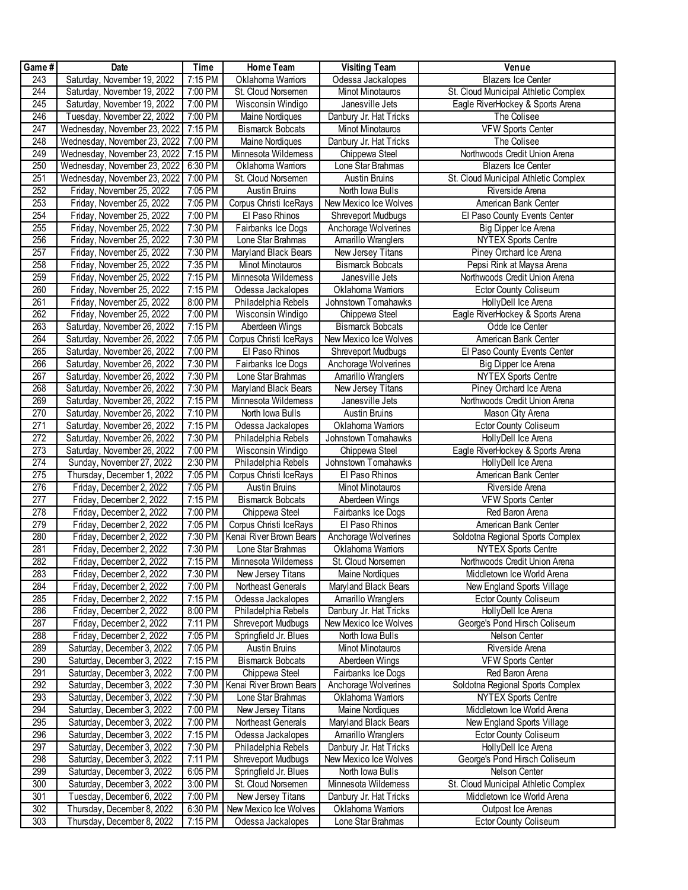| Game # | Date | Time | Home Team | Visiting Team | Venue |
|---|---|---|---|---|---|
| 243 | Saturday, November 19, 2022 | 7:15 PM | Oklahoma Warriors | Odessa Jackalopes | Blazers Ice Center |
| 244 | Saturday, November 19, 2022 | 7:00 PM | St. Cloud Norsemen | Minot Minotauros | St. Cloud Municipal Athletic Complex |
| 245 | Saturday, November 19, 2022 | 7:00 PM | Wisconsin Windigo | Janesville Jets | Eagle RiverHockey & Sports Arena |
| 246 | Tuesday, November 22, 2022 | 7:00 PM | Maine Nordiques | Danbury Jr. Hat Tricks | The Colisee |
| 247 | Wednesday, November 23, 2022 | 7:15 PM | Bismarck Bobcats | Minot Minotauros | VFW Sports Center |
| 248 | Wednesday, November 23, 2022 | 7:00 PM | Maine Nordiques | Danbury Jr. Hat Tricks | The Colisee |
| 249 | Wednesday, November 23, 2022 | 7:15 PM | Minnesota Wilderness | Chippewa Steel | Northwoods Credit Union Arena |
| 250 | Wednesday, November 23, 2022 | 6:30 PM | Oklahoma Warriors | Lone Star Brahmas | Blazers Ice Center |
| 251 | Wednesday, November 23, 2022 | 7:00 PM | St. Cloud Norsemen | Austin Bruins | St. Cloud Municipal Athletic Complex |
| 252 | Friday, November 25, 2022 | 7:05 PM | Austin Bruins | North Iowa Bulls | Riverside Arena |
| 253 | Friday, November 25, 2022 | 7:05 PM | Corpus Christi IceRays | New Mexico Ice Wolves | American Bank Center |
| 254 | Friday, November 25, 2022 | 7:00 PM | El Paso Rhinos | Shreveport Mudbugs | El Paso County Events Center |
| 255 | Friday, November 25, 2022 | 7:30 PM | Fairbanks Ice Dogs | Anchorage Wolverines | Big Dipper Ice Arena |
| 256 | Friday, November 25, 2022 | 7:30 PM | Lone Star Brahmas | Amarillo Wranglers | NYTEX Sports Centre |
| 257 | Friday, November 25, 2022 | 7:30 PM | Maryland Black Bears | New Jersey Titans | Piney Orchard Ice Arena |
| 258 | Friday, November 25, 2022 | 7:35 PM | Minot Minotauros | Bismarck Bobcats | Pepsi Rink at Maysa Arena |
| 259 | Friday, November 25, 2022 | 7:15 PM | Minnesota Wilderness | Janesville Jets | Northwoods Credit Union Arena |
| 260 | Friday, November 25, 2022 | 7:15 PM | Odessa Jackalopes | Oklahoma Warriors | Ector County Coliseum |
| 261 | Friday, November 25, 2022 | 8:00 PM | Philadelphia Rebels | Johnstown Tomahawks | HollyDell Ice Arena |
| 262 | Friday, November 25, 2022 | 7:00 PM | Wisconsin Windigo | Chippewa Steel | Eagle RiverHockey & Sports Arena |
| 263 | Saturday, November 26, 2022 | 7:15 PM | Aberdeen Wings | Bismarck Bobcats | Odde Ice Center |
| 264 | Saturday, November 26, 2022 | 7:05 PM | Corpus Christi IceRays | New Mexico Ice Wolves | American Bank Center |
| 265 | Saturday, November 26, 2022 | 7:00 PM | El Paso Rhinos | Shreveport Mudbugs | El Paso County Events Center |
| 266 | Saturday, November 26, 2022 | 7:30 PM | Fairbanks Ice Dogs | Anchorage Wolverines | Big Dipper Ice Arena |
| 267 | Saturday, November 26, 2022 | 7:30 PM | Lone Star Brahmas | Amarillo Wranglers | NYTEX Sports Centre |
| 268 | Saturday, November 26, 2022 | 7:30 PM | Maryland Black Bears | New Jersey Titans | Piney Orchard Ice Arena |
| 269 | Saturday, November 26, 2022 | 7:15 PM | Minnesota Wilderness | Janesville Jets | Northwoods Credit Union Arena |
| 270 | Saturday, November 26, 2022 | 7:10 PM | North Iowa Bulls | Austin Bruins | Mason City Arena |
| 271 | Saturday, November 26, 2022 | 7:15 PM | Odessa Jackalopes | Oklahoma Warriors | Ector County Coliseum |
| 272 | Saturday, November 26, 2022 | 7:30 PM | Philadelphia Rebels | Johnstown Tomahawks | HollyDell Ice Arena |
| 273 | Saturday, November 26, 2022 | 7:00 PM | Wisconsin Windigo | Chippewa Steel | Eagle RiverHockey & Sports Arena |
| 274 | Sunday, November 27, 2022 | 2:30 PM | Philadelphia Rebels | Johnstown Tomahawks | HollyDell Ice Arena |
| 275 | Thursday, December 1, 2022 | 7:05 PM | Corpus Christi IceRays | El Paso Rhinos | American Bank Center |
| 276 | Friday, December 2, 2022 | 7:05 PM | Austin Bruins | Minot Minotauros | Riverside Arena |
| 277 | Friday, December 2, 2022 | 7:15 PM | Bismarck Bobcats | Aberdeen Wings | VFW Sports Center |
| 278 | Friday, December 2, 2022 | 7:00 PM | Chippewa Steel | Fairbanks Ice Dogs | Red Baron Arena |
| 279 | Friday, December 2, 2022 | 7:05 PM | Corpus Christi IceRays | El Paso Rhinos | American Bank Center |
| 280 | Friday, December 2, 2022 | 7:30 PM | Kenai River Brown Bears | Anchorage Wolverines | Soldotna Regional Sports Complex |
| 281 | Friday, December 2, 2022 | 7:30 PM | Lone Star Brahmas | Oklahoma Warriors | NYTEX Sports Centre |
| 282 | Friday, December 2, 2022 | 7:15 PM | Minnesota Wilderness | St. Cloud Norsemen | Northwoods Credit Union Arena |
| 283 | Friday, December 2, 2022 | 7:30 PM | New Jersey Titans | Maine Nordiques | Middletown Ice World Arena |
| 284 | Friday, December 2, 2022 | 7:00 PM | Northeast Generals | Maryland Black Bears | New England Sports Village |
| 285 | Friday, December 2, 2022 | 7:15 PM | Odessa Jackalopes | Amarillo Wranglers | Ector County Coliseum |
| 286 | Friday, December 2, 2022 | 8:00 PM | Philadelphia Rebels | Danbury Jr. Hat Tricks | HollyDell Ice Arena |
| 287 | Friday, December 2, 2022 | 7:11 PM | Shreveport Mudbugs | New Mexico Ice Wolves | George's Pond Hirsch Coliseum |
| 288 | Friday, December 2, 2022 | 7:05 PM | Springfield Jr. Blues | North Iowa Bulls | Nelson Center |
| 289 | Saturday, December 3, 2022 | 7:05 PM | Austin Bruins | Minot Minotauros | Riverside Arena |
| 290 | Saturday, December 3, 2022 | 7:15 PM | Bismarck Bobcats | Aberdeen Wings | VFW Sports Center |
| 291 | Saturday, December 3, 2022 | 7:00 PM | Chippewa Steel | Fairbanks Ice Dogs | Red Baron Arena |
| 292 | Saturday, December 3, 2022 | 7:30 PM | Kenai River Brown Bears | Anchorage Wolverines | Soldotna Regional Sports Complex |
| 293 | Saturday, December 3, 2022 | 7:30 PM | Lone Star Brahmas | Oklahoma Warriors | NYTEX Sports Centre |
| 294 | Saturday, December 3, 2022 | 7:00 PM | New Jersey Titans | Maine Nordiques | Middletown Ice World Arena |
| 295 | Saturday, December 3, 2022 | 7:00 PM | Northeast Generals | Maryland Black Bears | New England Sports Village |
| 296 | Saturday, December 3, 2022 | 7:15 PM | Odessa Jackalopes | Amarillo Wranglers | Ector County Coliseum |
| 297 | Saturday, December 3, 2022 | 7:30 PM | Philadelphia Rebels | Danbury Jr. Hat Tricks | HollyDell Ice Arena |
| 298 | Saturday, December 3, 2022 | 7:11 PM | Shreveport Mudbugs | New Mexico Ice Wolves | George's Pond Hirsch Coliseum |
| 299 | Saturday, December 3, 2022 | 6:05 PM | Springfield Jr. Blues | North Iowa Bulls | Nelson Center |
| 300 | Saturday, December 3, 2022 | 3:00 PM | St. Cloud Norsemen | Minnesota Wilderness | St. Cloud Municipal Athletic Complex |
| 301 | Tuesday, December 6, 2022 | 7:00 PM | New Jersey Titans | Danbury Jr. Hat Tricks | Middletown Ice World Arena |
| 302 | Thursday, December 8, 2022 | 6:30 PM | New Mexico Ice Wolves | Oklahoma Warriors | Outpost Ice Arenas |
| 303 | Thursday, December 8, 2022 | 7:15 PM | Odessa Jackalopes | Lone Star Brahmas | Ector County Coliseum |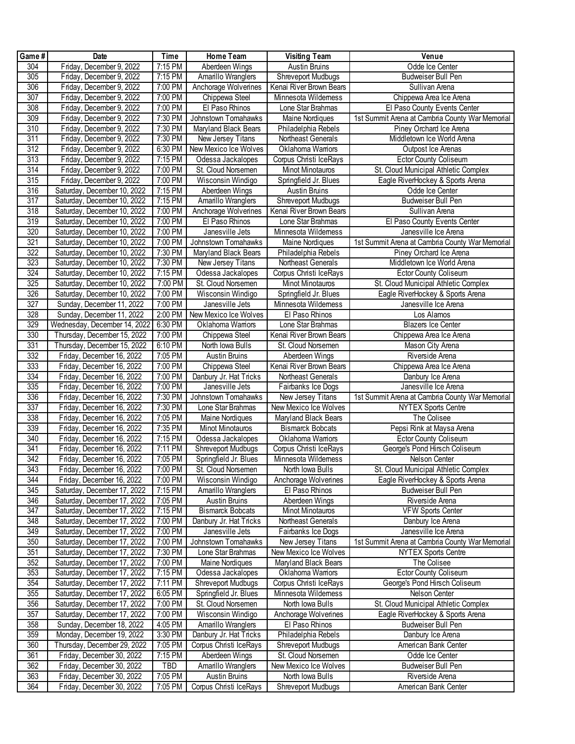| Game # | Date | Time | Home Team | Visiting Team | Venue |
|---|---|---|---|---|---|
| 304 | Friday, December 9, 2022 | 7:15 PM | Aberdeen Wings | Austin Bruins | Odde Ice Center |
| 305 | Friday, December 9, 2022 | 7:15 PM | Amarillo Wranglers | Shreveport Mudbugs | Budweiser Bull Pen |
| 306 | Friday, December 9, 2022 | 7:00 PM | Anchorage Wolverines | Kenai River Brown Bears | Sullivan Arena |
| 307 | Friday, December 9, 2022 | 7:00 PM | Chippewa Steel | Minnesota Wilderness | Chippewa Area Ice Arena |
| 308 | Friday, December 9, 2022 | 7:00 PM | El Paso Rhinos | Lone Star Brahmas | El Paso County Events Center |
| 309 | Friday, December 9, 2022 | 7:30 PM | Johnstown Tomahawks | Maine Nordiques | 1st Summit Arena at Cambria County War Memorial |
| 310 | Friday, December 9, 2022 | 7:30 PM | Maryland Black Bears | Philadelphia Rebels | Piney Orchard Ice Arena |
| 311 | Friday, December 9, 2022 | 7:30 PM | New Jersey Titans | Northeast Generals | Middletown Ice World Arena |
| 312 | Friday, December 9, 2022 | 6:30 PM | New Mexico Ice Wolves | Oklahoma Warriors | Outpost Ice Arenas |
| 313 | Friday, December 9, 2022 | 7:15 PM | Odessa Jackalopes | Corpus Christi IceRays | Ector County Coliseum |
| 314 | Friday, December 9, 2022 | 7:00 PM | St. Cloud Norsemen | Minot Minotauros | St. Cloud Municipal Athletic Complex |
| 315 | Friday, December 9, 2022 | 7:00 PM | Wisconsin Windigo | Springfield Jr. Blues | Eagle RiverHockey & Sports Arena |
| 316 | Saturday, December 10, 2022 | 7:15 PM | Aberdeen Wings | Austin Bruins | Odde Ice Center |
| 317 | Saturday, December 10, 2022 | 7:15 PM | Amarillo Wranglers | Shreveport Mudbugs | Budweiser Bull Pen |
| 318 | Saturday, December 10, 2022 | 7:00 PM | Anchorage Wolverines | Kenai River Brown Bears | Sullivan Arena |
| 319 | Saturday, December 10, 2022 | 7:00 PM | El Paso Rhinos | Lone Star Brahmas | El Paso County Events Center |
| 320 | Saturday, December 10, 2022 | 7:00 PM | Janesville Jets | Minnesota Wilderness | Janesville Ice Arena |
| 321 | Saturday, December 10, 2022 | 7:00 PM | Johnstown Tomahawks | Maine Nordiques | 1st Summit Arena at Cambria County War Memorial |
| 322 | Saturday, December 10, 2022 | 7:30 PM | Maryland Black Bears | Philadelphia Rebels | Piney Orchard Ice Arena |
| 323 | Saturday, December 10, 2022 | 7:30 PM | New Jersey Titans | Northeast Generals | Middletown Ice World Arena |
| 324 | Saturday, December 10, 2022 | 7:15 PM | Odessa Jackalopes | Corpus Christi IceRays | Ector County Coliseum |
| 325 | Saturday, December 10, 2022 | 7:00 PM | St. Cloud Norsemen | Minot Minotauros | St. Cloud Municipal Athletic Complex |
| 326 | Saturday, December 10, 2022 | 7:00 PM | Wisconsin Windigo | Springfield Jr. Blues | Eagle RiverHockey & Sports Arena |
| 327 | Sunday, December 11, 2022 | 7:00 PM | Janesville Jets | Minnesota Wilderness | Janesville Ice Arena |
| 328 | Sunday, December 11, 2022 | 2:00 PM | New Mexico Ice Wolves | El Paso Rhinos | Los Alamos |
| 329 | Wednesday, December 14, 2022 | 6:30 PM | Oklahoma Warriors | Lone Star Brahmas | Blazers Ice Center |
| 330 | Thursday, December 15, 2022 | 7:00 PM | Chippewa Steel | Kenai River Brown Bears | Chippewa Area Ice Arena |
| 331 | Thursday, December 15, 2022 | 6:10 PM | North Iowa Bulls | St. Cloud Norsemen | Mason City Arena |
| 332 | Friday, December 16, 2022 | 7:05 PM | Austin Bruins | Aberdeen Wings | Riverside Arena |
| 333 | Friday, December 16, 2022 | 7:00 PM | Chippewa Steel | Kenai River Brown Bears | Chippewa Area Ice Arena |
| 334 | Friday, December 16, 2022 | 7:00 PM | Danbury Jr. Hat Tricks | Northeast Generals | Danbury Ice Arena |
| 335 | Friday, December 16, 2022 | 7:00 PM | Janesville Jets | Fairbanks Ice Dogs | Janesville Ice Arena |
| 336 | Friday, December 16, 2022 | 7:30 PM | Johnstown Tomahawks | New Jersey Titans | 1st Summit Arena at Cambria County War Memorial |
| 337 | Friday, December 16, 2022 | 7:30 PM | Lone Star Brahmas | New Mexico Ice Wolves | NYTEX Sports Centre |
| 338 | Friday, December 16, 2022 | 7:05 PM | Maine Nordiques | Maryland Black Bears | The Colisee |
| 339 | Friday, December 16, 2022 | 7:35 PM | Minot Minotauros | Bismarck Bobcats | Pepsi Rink at Maysa Arena |
| 340 | Friday, December 16, 2022 | 7:15 PM | Odessa Jackalopes | Oklahoma Warriors | Ector County Coliseum |
| 341 | Friday, December 16, 2022 | 7:11 PM | Shreveport Mudbugs | Corpus Christi IceRays | George's Pond Hirsch Coliseum |
| 342 | Friday, December 16, 2022 | 7:05 PM | Springfield Jr. Blues | Minnesota Wilderness | Nelson Center |
| 343 | Friday, December 16, 2022 | 7:00 PM | St. Cloud Norsemen | North Iowa Bulls | St. Cloud Municipal Athletic Complex |
| 344 | Friday, December 16, 2022 | 7:00 PM | Wisconsin Windigo | Anchorage Wolverines | Eagle RiverHockey & Sports Arena |
| 345 | Saturday, December 17, 2022 | 7:15 PM | Amarillo Wranglers | El Paso Rhinos | Budweiser Bull Pen |
| 346 | Saturday, December 17, 2022 | 7:05 PM | Austin Bruins | Aberdeen Wings | Riverside Arena |
| 347 | Saturday, December 17, 2022 | 7:15 PM | Bismarck Bobcats | Minot Minotauros | VFW Sports Center |
| 348 | Saturday, December 17, 2022 | 7:00 PM | Danbury Jr. Hat Tricks | Northeast Generals | Danbury Ice Arena |
| 349 | Saturday, December 17, 2022 | 7:00 PM | Janesville Jets | Fairbanks Ice Dogs | Janesville Ice Arena |
| 350 | Saturday, December 17, 2022 | 7:00 PM | Johnstown Tomahawks | New Jersey Titans | 1st Summit Arena at Cambria County War Memorial |
| 351 | Saturday, December 17, 2022 | 7:30 PM | Lone Star Brahmas | New Mexico Ice Wolves | NYTEX Sports Centre |
| 352 | Saturday, December 17, 2022 | 7:00 PM | Maine Nordiques | Maryland Black Bears | The Colisee |
| 353 | Saturday, December 17, 2022 | 7:15 PM | Odessa Jackalopes | Oklahoma Warriors | Ector County Coliseum |
| 354 | Saturday, December 17, 2022 | 7:11 PM | Shreveport Mudbugs | Corpus Christi IceRays | George's Pond Hirsch Coliseum |
| 355 | Saturday, December 17, 2022 | 6:05 PM | Springfield Jr. Blues | Minnesota Wilderness | Nelson Center |
| 356 | Saturday, December 17, 2022 | 7:00 PM | St. Cloud Norsemen | North Iowa Bulls | St. Cloud Municipal Athletic Complex |
| 357 | Saturday, December 17, 2022 | 7:00 PM | Wisconsin Windigo | Anchorage Wolverines | Eagle RiverHockey & Sports Arena |
| 358 | Sunday, December 18, 2022 | 4:05 PM | Amarillo Wranglers | El Paso Rhinos | Budweiser Bull Pen |
| 359 | Monday, December 19, 2022 | 3:30 PM | Danbury Jr. Hat Tricks | Philadelphia Rebels | Danbury Ice Arena |
| 360 | Thursday, December 29, 2022 | 7:05 PM | Corpus Christi IceRays | Shreveport Mudbugs | American Bank Center |
| 361 | Friday, December 30, 2022 | 7:15 PM | Aberdeen Wings | St. Cloud Norsemen | Odde Ice Center |
| 362 | Friday, December 30, 2022 | TBD | Amarillo Wranglers | New Mexico Ice Wolves | Budweiser Bull Pen |
| 363 | Friday, December 30, 2022 | 7:05 PM | Austin Bruins | North Iowa Bulls | Riverside Arena |
| 364 | Friday, December 30, 2022 | 7:05 PM | Corpus Christi IceRays | Shreveport Mudbugs | American Bank Center |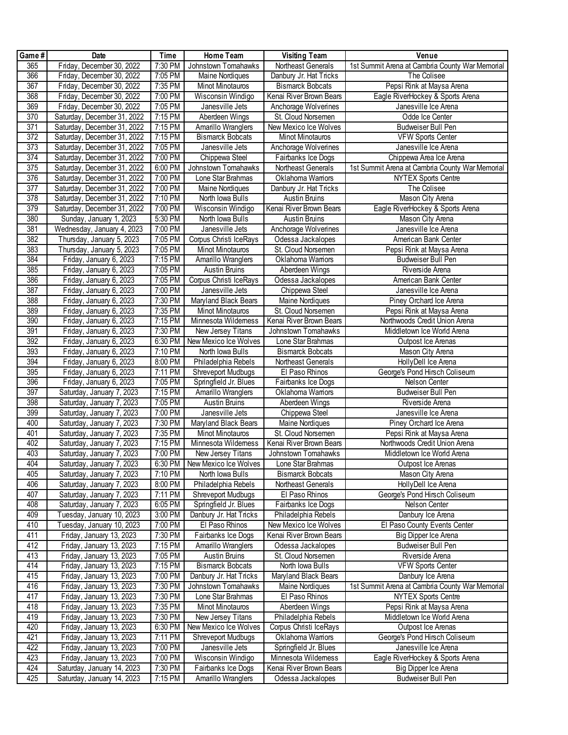| Game # | Date | Time | Home Team | Visiting Team | Venue |
|---|---|---|---|---|---|
| 365 | Friday, December 30, 2022 | 7:30 PM | Johnstown Tomahawks | Northeast Generals | 1st Summit Arena at Cambria County War Memorial |
| 366 | Friday, December 30, 2022 | 7:05 PM | Maine Nordiques | Danbury Jr. Hat Tricks | The Colisee |
| 367 | Friday, December 30, 2022 | 7:35 PM | Minot Minotauros | Bismarck Bobcats | Pepsi Rink at Maysa Arena |
| 368 | Friday, December 30, 2022 | 7:00 PM | Wisconsin Windigo | Kenai River Brown Bears | Eagle RiverHockey & Sports Arena |
| 369 | Friday, December 30, 2022 | 7:05 PM | Janesville Jets | Anchorage Wolverines | Janesville Ice Arena |
| 370 | Saturday, December 31, 2022 | 7:15 PM | Aberdeen Wings | St. Cloud Norsemen | Odde Ice Center |
| 371 | Saturday, December 31, 2022 | 7:15 PM | Amarillo Wranglers | New Mexico Ice Wolves | Budweiser Bull Pen |
| 372 | Saturday, December 31, 2022 | 7:15 PM | Bismarck Bobcats | Minot Minotauros | VFW Sports Center |
| 373 | Saturday, December 31, 2022 | 7:05 PM | Janesville Jets | Anchorage Wolverines | Janesville Ice Arena |
| 374 | Saturday, December 31, 2022 | 7:00 PM | Chippewa Steel | Fairbanks Ice Dogs | Chippewa Area Ice Arena |
| 375 | Saturday, December 31, 2022 | 6:00 PM | Johnstown Tomahawks | Northeast Generals | 1st Summit Arena at Cambria County War Memorial |
| 376 | Saturday, December 31, 2022 | 7:00 PM | Lone Star Brahmas | Oklahoma Warriors | NYTEX Sports Centre |
| 377 | Saturday, December 31, 2022 | 7:00 PM | Maine Nordiques | Danbury Jr. Hat Tricks | The Colisee |
| 378 | Saturday, December 31, 2022 | 7:10 PM | North Iowa Bulls | Austin Bruins | Mason City Arena |
| 379 | Saturday, December 31, 2022 | 7:00 PM | Wisconsin Windigo | Kenai River Brown Bears | Eagle RiverHockey & Sports Arena |
| 380 | Sunday, January 1, 2023 | 5:30 PM | North Iowa Bulls | Austin Bruins | Mason City Arena |
| 381 | Wednesday, January 4, 2023 | 7:00 PM | Janesville Jets | Anchorage Wolverines | Janesville Ice Arena |
| 382 | Thursday, January 5, 2023 | 7:05 PM | Corpus Christi IceRays | Odessa Jackalopes | American Bank Center |
| 383 | Thursday, January 5, 2023 | 7:05 PM | Minot Minotauros | St. Cloud Norsemen | Pepsi Rink at Maysa Arena |
| 384 | Friday, January 6, 2023 | 7:15 PM | Amarillo Wranglers | Oklahoma Warriors | Budweiser Bull Pen |
| 385 | Friday, January 6, 2023 | 7:05 PM | Austin Bruins | Aberdeen Wings | Riverside Arena |
| 386 | Friday, January 6, 2023 | 7:05 PM | Corpus Christi IceRays | Odessa Jackalopes | American Bank Center |
| 387 | Friday, January 6, 2023 | 7:00 PM | Janesville Jets | Chippewa Steel | Janesville Ice Arena |
| 388 | Friday, January 6, 2023 | 7:30 PM | Maryland Black Bears | Maine Nordiques | Piney Orchard Ice Arena |
| 389 | Friday, January 6, 2023 | 7:35 PM | Minot Minotauros | St. Cloud Norsemen | Pepsi Rink at Maysa Arena |
| 390 | Friday, January 6, 2023 | 7:15 PM | Minnesota Wilderness | Kenai River Brown Bears | Northwoods Credit Union Arena |
| 391 | Friday, January 6, 2023 | 7:30 PM | New Jersey Titans | Johnstown Tomahawks | Middletown Ice World Arena |
| 392 | Friday, January 6, 2023 | 6:30 PM | New Mexico Ice Wolves | Lone Star Brahmas | Outpost Ice Arenas |
| 393 | Friday, January 6, 2023 | 7:10 PM | North Iowa Bulls | Bismarck Bobcats | Mason City Arena |
| 394 | Friday, January 6, 2023 | 8:00 PM | Philadelphia Rebels | Northeast Generals | HollyDell Ice Arena |
| 395 | Friday, January 6, 2023 | 7:11 PM | Shreveport Mudbugs | El Paso Rhinos | George's Pond Hirsch Coliseum |
| 396 | Friday, January 6, 2023 | 7:05 PM | Springfield Jr. Blues | Fairbanks Ice Dogs | Nelson Center |
| 397 | Saturday, January 7, 2023 | 7:15 PM | Amarillo Wranglers | Oklahoma Warriors | Budweiser Bull Pen |
| 398 | Saturday, January 7, 2023 | 7:05 PM | Austin Bruins | Aberdeen Wings | Riverside Arena |
| 399 | Saturday, January 7, 2023 | 7:00 PM | Janesville Jets | Chippewa Steel | Janesville Ice Arena |
| 400 | Saturday, January 7, 2023 | 7:30 PM | Maryland Black Bears | Maine Nordiques | Piney Orchard Ice Arena |
| 401 | Saturday, January 7, 2023 | 7:35 PM | Minot Minotauros | St. Cloud Norsemen | Pepsi Rink at Maysa Arena |
| 402 | Saturday, January 7, 2023 | 7:15 PM | Minnesota Wilderness | Kenai River Brown Bears | Northwoods Credit Union Arena |
| 403 | Saturday, January 7, 2023 | 7:00 PM | New Jersey Titans | Johnstown Tomahawks | Middletown Ice World Arena |
| 404 | Saturday, January 7, 2023 | 6:30 PM | New Mexico Ice Wolves | Lone Star Brahmas | Outpost Ice Arenas |
| 405 | Saturday, January 7, 2023 | 7:10 PM | North Iowa Bulls | Bismarck Bobcats | Mason City Arena |
| 406 | Saturday, January 7, 2023 | 8:00 PM | Philadelphia Rebels | Northeast Generals | HollyDell Ice Arena |
| 407 | Saturday, January 7, 2023 | 7:11 PM | Shreveport Mudbugs | El Paso Rhinos | George's Pond Hirsch Coliseum |
| 408 | Saturday, January 7, 2023 | 6:05 PM | Springfield Jr. Blues | Fairbanks Ice Dogs | Nelson Center |
| 409 | Tuesday, January 10, 2023 | 3:00 PM | Danbury Jr. Hat Tricks | Philadelphia Rebels | Danbury Ice Arena |
| 410 | Tuesday, January 10, 2023 | 7:00 PM | El Paso Rhinos | New Mexico Ice Wolves | El Paso County Events Center |
| 411 | Friday, January 13, 2023 | 7:30 PM | Fairbanks Ice Dogs | Kenai River Brown Bears | Big Dipper Ice Arena |
| 412 | Friday, January 13, 2023 | 7:15 PM | Amarillo Wranglers | Odessa Jackalopes | Budweiser Bull Pen |
| 413 | Friday, January 13, 2023 | 7:05 PM | Austin Bruins | St. Cloud Norsemen | Riverside Arena |
| 414 | Friday, January 13, 2023 | 7:15 PM | Bismarck Bobcats | North Iowa Bulls | VFW Sports Center |
| 415 | Friday, January 13, 2023 | 7:00 PM | Danbury Jr. Hat Tricks | Maryland Black Bears | Danbury Ice Arena |
| 416 | Friday, January 13, 2023 | 7:30 PM | Johnstown Tomahawks | Maine Nordiques | 1st Summit Arena at Cambria County War Memorial |
| 417 | Friday, January 13, 2023 | 7:30 PM | Lone Star Brahmas | El Paso Rhinos | NYTEX Sports Centre |
| 418 | Friday, January 13, 2023 | 7:35 PM | Minot Minotauros | Aberdeen Wings | Pepsi Rink at Maysa Arena |
| 419 | Friday, January 13, 2023 | 7:30 PM | New Jersey Titans | Philadelphia Rebels | Middletown Ice World Arena |
| 420 | Friday, January 13, 2023 | 6:30 PM | New Mexico Ice Wolves | Corpus Christi IceRays | Outpost Ice Arenas |
| 421 | Friday, January 13, 2023 | 7:11 PM | Shreveport Mudbugs | Oklahoma Warriors | George's Pond Hirsch Coliseum |
| 422 | Friday, January 13, 2023 | 7:00 PM | Janesville Jets | Springfield Jr. Blues | Janesville Ice Arena |
| 423 | Friday, January 13, 2023 | 7:00 PM | Wisconsin Windigo | Minnesota Wilderness | Eagle RiverHockey & Sports Arena |
| 424 | Saturday, January 14, 2023 | 7:30 PM | Fairbanks Ice Dogs | Kenai River Brown Bears | Big Dipper Ice Arena |
| 425 | Saturday, January 14, 2023 | 7:15 PM | Amarillo Wranglers | Odessa Jackalopes | Budweiser Bull Pen |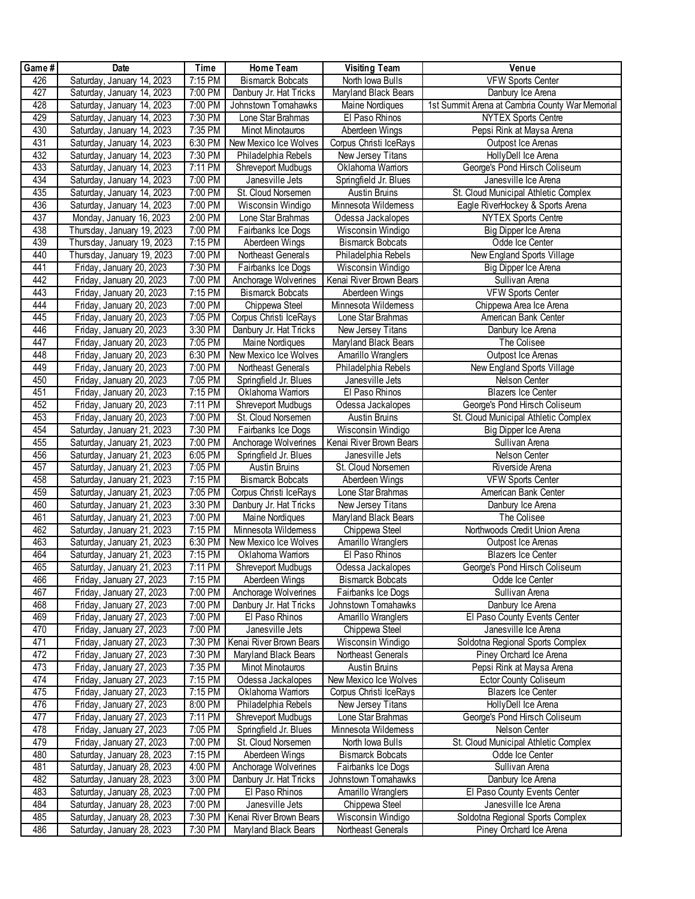| Game # | Date | Time | Home Team | Visiting Team | Venue |
|---|---|---|---|---|---|
| 426 | Saturday, January 14, 2023 | 7:15 PM | Bismarck Bobcats | North Iowa Bulls | VFW Sports Center |
| 427 | Saturday, January 14, 2023 | 7:00 PM | Danbury Jr. Hat Tricks | Maryland Black Bears | Danbury Ice Arena |
| 428 | Saturday, January 14, 2023 | 7:00 PM | Johnstown Tomahawks | Maine Nordiques | 1st Summit Arena at Cambria County War Memorial |
| 429 | Saturday, January 14, 2023 | 7:30 PM | Lone Star Brahmas | El Paso Rhinos | NYTEX Sports Centre |
| 430 | Saturday, January 14, 2023 | 7:35 PM | Minot Minotauros | Aberdeen Wings | Pepsi Rink at Maysa Arena |
| 431 | Saturday, January 14, 2023 | 6:30 PM | New Mexico Ice Wolves | Corpus Christi IceRays | Outpost Ice Arenas |
| 432 | Saturday, January 14, 2023 | 7:30 PM | Philadelphia Rebels | New Jersey Titans | HollyDell Ice Arena |
| 433 | Saturday, January 14, 2023 | 7:11 PM | Shreveport Mudbugs | Oklahoma Warriors | George's Pond Hirsch Coliseum |
| 434 | Saturday, January 14, 2023 | 7:00 PM | Janesville Jets | Springfield Jr. Blues | Janesville Ice Arena |
| 435 | Saturday, January 14, 2023 | 7:00 PM | St. Cloud Norsemen | Austin Bruins | St. Cloud Municipal Athletic Complex |
| 436 | Saturday, January 14, 2023 | 7:00 PM | Wisconsin Windigo | Minnesota Wilderness | Eagle RiverHockey & Sports Arena |
| 437 | Monday, January 16, 2023 | 2:00 PM | Lone Star Brahmas | Odessa Jackalopes | NYTEX Sports Centre |
| 438 | Thursday, January 19, 2023 | 7:00 PM | Fairbanks Ice Dogs | Wisconsin Windigo | Big Dipper Ice Arena |
| 439 | Thursday, January 19, 2023 | 7:15 PM | Aberdeen Wings | Bismarck Bobcats | Odde Ice Center |
| 440 | Thursday, January 19, 2023 | 7:00 PM | Northeast Generals | Philadelphia Rebels | New England Sports Village |
| 441 | Friday, January 20, 2023 | 7:30 PM | Fairbanks Ice Dogs | Wisconsin Windigo | Big Dipper Ice Arena |
| 442 | Friday, January 20, 2023 | 7:00 PM | Anchorage Wolverines | Kenai River Brown Bears | Sullivan Arena |
| 443 | Friday, January 20, 2023 | 7:15 PM | Bismarck Bobcats | Aberdeen Wings | VFW Sports Center |
| 444 | Friday, January 20, 2023 | 7:00 PM | Chippewa Steel | Minnesota Wilderness | Chippewa Area Ice Arena |
| 445 | Friday, January 20, 2023 | 7:05 PM | Corpus Christi IceRays | Lone Star Brahmas | American Bank Center |
| 446 | Friday, January 20, 2023 | 3:30 PM | Danbury Jr. Hat Tricks | New Jersey Titans | Danbury Ice Arena |
| 447 | Friday, January 20, 2023 | 7:05 PM | Maine Nordiques | Maryland Black Bears | The Colisee |
| 448 | Friday, January 20, 2023 | 6:30 PM | New Mexico Ice Wolves | Amarillo Wranglers | Outpost Ice Arenas |
| 449 | Friday, January 20, 2023 | 7:00 PM | Northeast Generals | Philadelphia Rebels | New England Sports Village |
| 450 | Friday, January 20, 2023 | 7:05 PM | Springfield Jr. Blues | Janesville Jets | Nelson Center |
| 451 | Friday, January 20, 2023 | 7:15 PM | Oklahoma Warriors | El Paso Rhinos | Blazers Ice Center |
| 452 | Friday, January 20, 2023 | 7:11 PM | Shreveport Mudbugs | Odessa Jackalopes | George's Pond Hirsch Coliseum |
| 453 | Friday, January 20, 2023 | 7:00 PM | St. Cloud Norsemen | Austin Bruins | St. Cloud Municipal Athletic Complex |
| 454 | Saturday, January 21, 2023 | 7:30 PM | Fairbanks Ice Dogs | Wisconsin Windigo | Big Dipper Ice Arena |
| 455 | Saturday, January 21, 2023 | 7:00 PM | Anchorage Wolverines | Kenai River Brown Bears | Sullivan Arena |
| 456 | Saturday, January 21, 2023 | 6:05 PM | Springfield Jr. Blues | Janesville Jets | Nelson Center |
| 457 | Saturday, January 21, 2023 | 7:05 PM | Austin Bruins | St. Cloud Norsemen | Riverside Arena |
| 458 | Saturday, January 21, 2023 | 7:15 PM | Bismarck Bobcats | Aberdeen Wings | VFW Sports Center |
| 459 | Saturday, January 21, 2023 | 7:05 PM | Corpus Christi IceRays | Lone Star Brahmas | American Bank Center |
| 460 | Saturday, January 21, 2023 | 3:30 PM | Danbury Jr. Hat Tricks | New Jersey Titans | Danbury Ice Arena |
| 461 | Saturday, January 21, 2023 | 7:00 PM | Maine Nordiques | Maryland Black Bears | The Colisee |
| 462 | Saturday, January 21, 2023 | 7:15 PM | Minnesota Wilderness | Chippewa Steel | Northwoods Credit Union Arena |
| 463 | Saturday, January 21, 2023 | 6:30 PM | New Mexico Ice Wolves | Amarillo Wranglers | Outpost Ice Arenas |
| 464 | Saturday, January 21, 2023 | 7:15 PM | Oklahoma Warriors | El Paso Rhinos | Blazers Ice Center |
| 465 | Saturday, January 21, 2023 | 7:11 PM | Shreveport Mudbugs | Odessa Jackalopes | George's Pond Hirsch Coliseum |
| 466 | Friday, January 27, 2023 | 7:15 PM | Aberdeen Wings | Bismarck Bobcats | Odde Ice Center |
| 467 | Friday, January 27, 2023 | 7:00 PM | Anchorage Wolverines | Fairbanks Ice Dogs | Sullivan Arena |
| 468 | Friday, January 27, 2023 | 7:00 PM | Danbury Jr. Hat Tricks | Johnstown Tomahawks | Danbury Ice Arena |
| 469 | Friday, January 27, 2023 | 7:00 PM | El Paso Rhinos | Amarillo Wranglers | El Paso County Events Center |
| 470 | Friday, January 27, 2023 | 7:00 PM | Janesville Jets | Chippewa Steel | Janesville Ice Arena |
| 471 | Friday, January 27, 2023 | 7:30 PM | Kenai River Brown Bears | Wisconsin Windigo | Soldotna Regional Sports Complex |
| 472 | Friday, January 27, 2023 | 7:30 PM | Maryland Black Bears | Northeast Generals | Piney Orchard Ice Arena |
| 473 | Friday, January 27, 2023 | 7:35 PM | Minot Minotauros | Austin Bruins | Pepsi Rink at Maysa Arena |
| 474 | Friday, January 27, 2023 | 7:15 PM | Odessa Jackalopes | New Mexico Ice Wolves | Ector County Coliseum |
| 475 | Friday, January 27, 2023 | 7:15 PM | Oklahoma Warriors | Corpus Christi IceRays | Blazers Ice Center |
| 476 | Friday, January 27, 2023 | 8:00 PM | Philadelphia Rebels | New Jersey Titans | HollyDell Ice Arena |
| 477 | Friday, January 27, 2023 | 7:11 PM | Shreveport Mudbugs | Lone Star Brahmas | George's Pond Hirsch Coliseum |
| 478 | Friday, January 27, 2023 | 7:05 PM | Springfield Jr. Blues | Minnesota Wilderness | Nelson Center |
| 479 | Friday, January 27, 2023 | 7:00 PM | St. Cloud Norsemen | North Iowa Bulls | St. Cloud Municipal Athletic Complex |
| 480 | Saturday, January 28, 2023 | 7:15 PM | Aberdeen Wings | Bismarck Bobcats | Odde Ice Center |
| 481 | Saturday, January 28, 2023 | 4:00 PM | Anchorage Wolverines | Fairbanks Ice Dogs | Sullivan Arena |
| 482 | Saturday, January 28, 2023 | 3:00 PM | Danbury Jr. Hat Tricks | Johnstown Tomahawks | Danbury Ice Arena |
| 483 | Saturday, January 28, 2023 | 7:00 PM | El Paso Rhinos | Amarillo Wranglers | El Paso County Events Center |
| 484 | Saturday, January 28, 2023 | 7:00 PM | Janesville Jets | Chippewa Steel | Janesville Ice Arena |
| 485 | Saturday, January 28, 2023 | 7:30 PM | Kenai River Brown Bears | Wisconsin Windigo | Soldotna Regional Sports Complex |
| 486 | Saturday, January 28, 2023 | 7:30 PM | Maryland Black Bears | Northeast Generals | Piney Orchard Ice Arena |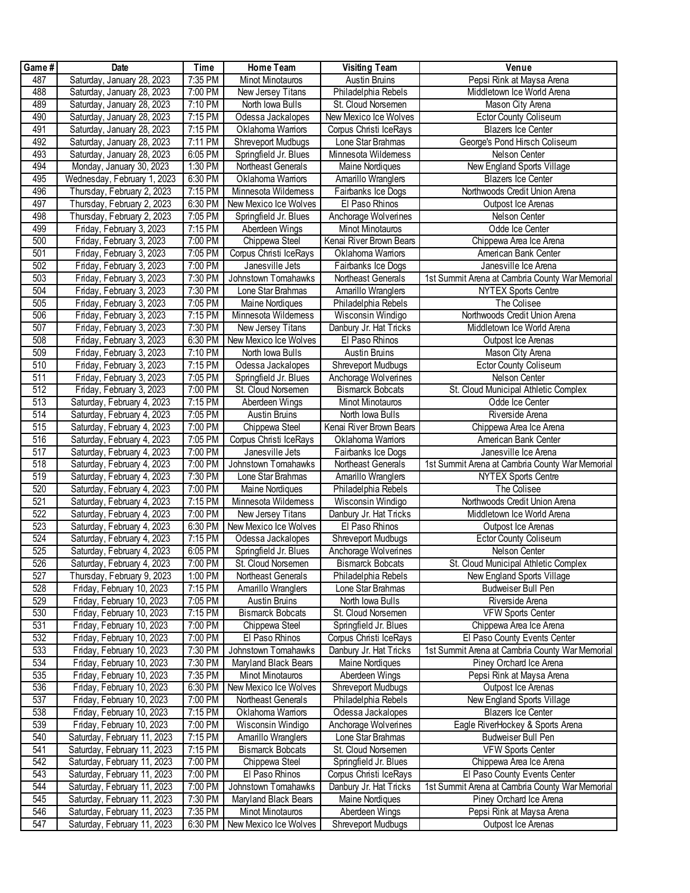| Game # | Date | Time | Home Team | Visiting Team | Venue |
|---|---|---|---|---|---|
| 487 | Saturday, January 28, 2023 | 7:35 PM | Minot Minotauros | Austin Bruins | Pepsi Rink at Maysa Arena |
| 488 | Saturday, January 28, 2023 | 7:00 PM | New Jersey Titans | Philadelphia Rebels | Middletown Ice World Arena |
| 489 | Saturday, January 28, 2023 | 7:10 PM | North Iowa Bulls | St. Cloud Norsemen | Mason City Arena |
| 490 | Saturday, January 28, 2023 | 7:15 PM | Odessa Jackalopes | New Mexico Ice Wolves | Ector County Coliseum |
| 491 | Saturday, January 28, 2023 | 7:15 PM | Oklahoma Warriors | Corpus Christi IceRays | Blazers Ice Center |
| 492 | Saturday, January 28, 2023 | 7:11 PM | Shreveport Mudbugs | Lone Star Brahmas | George's Pond Hirsch Coliseum |
| 493 | Saturday, January 28, 2023 | 6:05 PM | Springfield Jr. Blues | Minnesota Wilderness | Nelson Center |
| 494 | Monday, January 30, 2023 | 1:30 PM | Northeast Generals | Maine Nordiques | New England Sports Village |
| 495 | Wednesday, February 1, 2023 | 6:30 PM | Oklahoma Warriors | Amarillo Wranglers | Blazers Ice Center |
| 496 | Thursday, February 2, 2023 | 7:15 PM | Minnesota Wilderness | Fairbanks Ice Dogs | Northwoods Credit Union Arena |
| 497 | Thursday, February 2, 2023 | 6:30 PM | New Mexico Ice Wolves | El Paso Rhinos | Outpost Ice Arenas |
| 498 | Thursday, February 2, 2023 | 7:05 PM | Springfield Jr. Blues | Anchorage Wolverines | Nelson Center |
| 499 | Friday, February 3, 2023 | 7:15 PM | Aberdeen Wings | Minot Minotauros | Odde Ice Center |
| 500 | Friday, February 3, 2023 | 7:00 PM | Chippewa Steel | Kenai River Brown Bears | Chippewa Area Ice Arena |
| 501 | Friday, February 3, 2023 | 7:05 PM | Corpus Christi IceRays | Oklahoma Warriors | American Bank Center |
| 502 | Friday, February 3, 2023 | 7:00 PM | Janesville Jets | Fairbanks Ice Dogs | Janesville Ice Arena |
| 503 | Friday, February 3, 2023 | 7:30 PM | Johnstown Tomahawks | Northeast Generals | 1st Summit Arena at Cambria County War Memorial |
| 504 | Friday, February 3, 2023 | 7:30 PM | Lone Star Brahmas | Amarillo Wranglers | NYTEX Sports Centre |
| 505 | Friday, February 3, 2023 | 7:05 PM | Maine Nordiques | Philadelphia Rebels | The Colisee |
| 506 | Friday, February 3, 2023 | 7:15 PM | Minnesota Wilderness | Wisconsin Windigo | Northwoods Credit Union Arena |
| 507 | Friday, February 3, 2023 | 7:30 PM | New Jersey Titans | Danbury Jr. Hat Tricks | Middletown Ice World Arena |
| 508 | Friday, February 3, 2023 | 6:30 PM | New Mexico Ice Wolves | El Paso Rhinos | Outpost Ice Arenas |
| 509 | Friday, February 3, 2023 | 7:10 PM | North Iowa Bulls | Austin Bruins | Mason City Arena |
| 510 | Friday, February 3, 2023 | 7:15 PM | Odessa Jackalopes | Shreveport Mudbugs | Ector County Coliseum |
| 511 | Friday, February 3, 2023 | 7:05 PM | Springfield Jr. Blues | Anchorage Wolverines | Nelson Center |
| 512 | Friday, February 3, 2023 | 7:00 PM | St. Cloud Norsemen | Bismarck Bobcats | St. Cloud Municipal Athletic Complex |
| 513 | Saturday, February 4, 2023 | 7:15 PM | Aberdeen Wings | Minot Minotauros | Odde Ice Center |
| 514 | Saturday, February 4, 2023 | 7:05 PM | Austin Bruins | North Iowa Bulls | Riverside Arena |
| 515 | Saturday, February 4, 2023 | 7:00 PM | Chippewa Steel | Kenai River Brown Bears | Chippewa Area Ice Arena |
| 516 | Saturday, February 4, 2023 | 7:05 PM | Corpus Christi IceRays | Oklahoma Warriors | American Bank Center |
| 517 | Saturday, February 4, 2023 | 7:00 PM | Janesville Jets | Fairbanks Ice Dogs | Janesville Ice Arena |
| 518 | Saturday, February 4, 2023 | 7:00 PM | Johnstown Tomahawks | Northeast Generals | 1st Summit Arena at Cambria County War Memorial |
| 519 | Saturday, February 4, 2023 | 7:30 PM | Lone Star Brahmas | Amarillo Wranglers | NYTEX Sports Centre |
| 520 | Saturday, February 4, 2023 | 7:00 PM | Maine Nordiques | Philadelphia Rebels | The Colisee |
| 521 | Saturday, February 4, 2023 | 7:15 PM | Minnesota Wilderness | Wisconsin Windigo | Northwoods Credit Union Arena |
| 522 | Saturday, February 4, 2023 | 7:00 PM | New Jersey Titans | Danbury Jr. Hat Tricks | Middletown Ice World Arena |
| 523 | Saturday, February 4, 2023 | 6:30 PM | New Mexico Ice Wolves | El Paso Rhinos | Outpost Ice Arenas |
| 524 | Saturday, February 4, 2023 | 7:15 PM | Odessa Jackalopes | Shreveport Mudbugs | Ector County Coliseum |
| 525 | Saturday, February 4, 2023 | 6:05 PM | Springfield Jr. Blues | Anchorage Wolverines | Nelson Center |
| 526 | Saturday, February 4, 2023 | 7:00 PM | St. Cloud Norsemen | Bismarck Bobcats | St. Cloud Municipal Athletic Complex |
| 527 | Thursday, February 9, 2023 | 1:00 PM | Northeast Generals | Philadelphia Rebels | New England Sports Village |
| 528 | Friday, February 10, 2023 | 7:15 PM | Amarillo Wranglers | Lone Star Brahmas | Budweiser Bull Pen |
| 529 | Friday, February 10, 2023 | 7:05 PM | Austin Bruins | North Iowa Bulls | Riverside Arena |
| 530 | Friday, February 10, 2023 | 7:15 PM | Bismarck Bobcats | St. Cloud Norsemen | VFW Sports Center |
| 531 | Friday, February 10, 2023 | 7:00 PM | Chippewa Steel | Springfield Jr. Blues | Chippewa Area Ice Arena |
| 532 | Friday, February 10, 2023 | 7:00 PM | El Paso Rhinos | Corpus Christi IceRays | El Paso County Events Center |
| 533 | Friday, February 10, 2023 | 7:30 PM | Johnstown Tomahawks | Danbury Jr. Hat Tricks | 1st Summit Arena at Cambria County War Memorial |
| 534 | Friday, February 10, 2023 | 7:30 PM | Maryland Black Bears | Maine Nordiques | Piney Orchard Ice Arena |
| 535 | Friday, February 10, 2023 | 7:35 PM | Minot Minotauros | Aberdeen Wings | Pepsi Rink at Maysa Arena |
| 536 | Friday, February 10, 2023 | 6:30 PM | New Mexico Ice Wolves | Shreveport Mudbugs | Outpost Ice Arenas |
| 537 | Friday, February 10, 2023 | 7:00 PM | Northeast Generals | Philadelphia Rebels | New England Sports Village |
| 538 | Friday, February 10, 2023 | 7:15 PM | Oklahoma Warriors | Odessa Jackalopes | Blazers Ice Center |
| 539 | Friday, February 10, 2023 | 7:00 PM | Wisconsin Windigo | Anchorage Wolverines | Eagle RiverHockey & Sports Arena |
| 540 | Saturday, February 11, 2023 | 7:15 PM | Amarillo Wranglers | Lone Star Brahmas | Budweiser Bull Pen |
| 541 | Saturday, February 11, 2023 | 7:15 PM | Bismarck Bobcats | St. Cloud Norsemen | VFW Sports Center |
| 542 | Saturday, February 11, 2023 | 7:00 PM | Chippewa Steel | Springfield Jr. Blues | Chippewa Area Ice Arena |
| 543 | Saturday, February 11, 2023 | 7:00 PM | El Paso Rhinos | Corpus Christi IceRays | El Paso County Events Center |
| 544 | Saturday, February 11, 2023 | 7:00 PM | Johnstown Tomahawks | Danbury Jr. Hat Tricks | 1st Summit Arena at Cambria County War Memorial |
| 545 | Saturday, February 11, 2023 | 7:30 PM | Maryland Black Bears | Maine Nordiques | Piney Orchard Ice Arena |
| 546 | Saturday, February 11, 2023 | 7:35 PM | Minot Minotauros | Aberdeen Wings | Pepsi Rink at Maysa Arena |
| 547 | Saturday, February 11, 2023 | 6:30 PM | New Mexico Ice Wolves | Shreveport Mudbugs | Outpost Ice Arenas |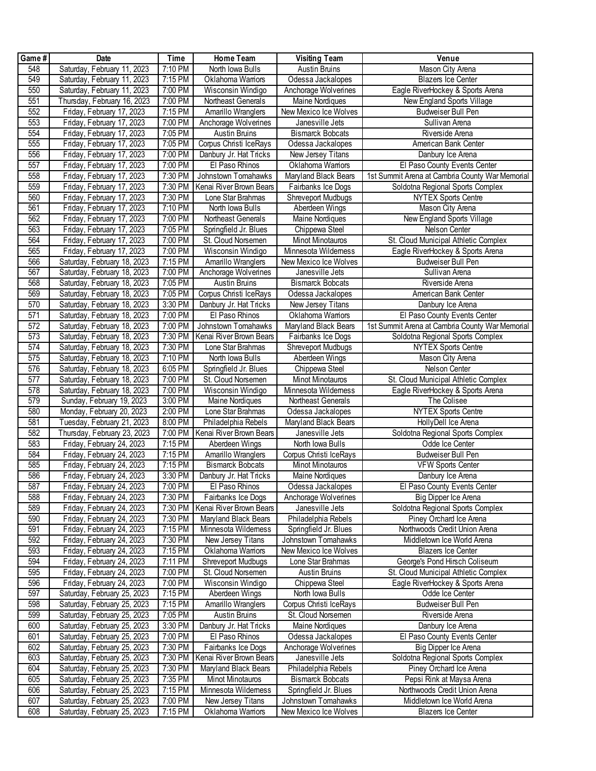| Game # | Date | Time | Home Team | Visiting Team | Venue |
|---|---|---|---|---|---|
| 548 | Saturday, February 11, 2023 | 7:10 PM | North Iowa Bulls | Austin Bruins | Mason City Arena |
| 549 | Saturday, February 11, 2023 | 7:15 PM | Oklahoma Warriors | Odessa Jackalopes | Blazers Ice Center |
| 550 | Saturday, February 11, 2023 | 7:00 PM | Wisconsin Windigo | Anchorage Wolverines | Eagle RiverHockey & Sports Arena |
| 551 | Thursday, February 16, 2023 | 7:00 PM | Northeast Generals | Maine Nordiques | New England Sports Village |
| 552 | Friday, February 17, 2023 | 7:15 PM | Amarillo Wranglers | New Mexico Ice Wolves | Budweiser Bull Pen |
| 553 | Friday, February 17, 2023 | 7:00 PM | Anchorage Wolverines | Janesville Jets | Sullivan Arena |
| 554 | Friday, February 17, 2023 | 7:05 PM | Austin Bruins | Bismarck Bobcats | Riverside Arena |
| 555 | Friday, February 17, 2023 | 7:05 PM | Corpus Christi IceRays | Odessa Jackalopes | American Bank Center |
| 556 | Friday, February 17, 2023 | 7:00 PM | Danbury Jr. Hat Tricks | New Jersey Titans | Danbury Ice Arena |
| 557 | Friday, February 17, 2023 | 7:00 PM | El Paso Rhinos | Oklahoma Warriors | El Paso County Events Center |
| 558 | Friday, February 17, 2023 | 7:30 PM | Johnstown Tomahawks | Maryland Black Bears | 1st Summit Arena at Cambria County War Memorial |
| 559 | Friday, February 17, 2023 | 7:30 PM | Kenai River Brown Bears | Fairbanks Ice Dogs | Soldotna Regional Sports Complex |
| 560 | Friday, February 17, 2023 | 7:30 PM | Lone Star Brahmas | Shreveport Mudbugs | NYTEX Sports Centre |
| 561 | Friday, February 17, 2023 | 7:10 PM | North Iowa Bulls | Aberdeen Wings | Mason City Arena |
| 562 | Friday, February 17, 2023 | 7:00 PM | Northeast Generals | Maine Nordiques | New England Sports Village |
| 563 | Friday, February 17, 2023 | 7:05 PM | Springfield Jr. Blues | Chippewa Steel | Nelson Center |
| 564 | Friday, February 17, 2023 | 7:00 PM | St. Cloud Norsemen | Minot Minotauros | St. Cloud Municipal Athletic Complex |
| 565 | Friday, February 17, 2023 | 7:00 PM | Wisconsin Windigo | Minnesota Wilderness | Eagle RiverHockey & Sports Arena |
| 566 | Saturday, February 18, 2023 | 7:15 PM | Amarillo Wranglers | New Mexico Ice Wolves | Budweiser Bull Pen |
| 567 | Saturday, February 18, 2023 | 7:00 PM | Anchorage Wolverines | Janesville Jets | Sullivan Arena |
| 568 | Saturday, February 18, 2023 | 7:05 PM | Austin Bruins | Bismarck Bobcats | Riverside Arena |
| 569 | Saturday, February 18, 2023 | 7:05 PM | Corpus Christi IceRays | Odessa Jackalopes | American Bank Center |
| 570 | Saturday, February 18, 2023 | 3:30 PM | Danbury Jr. Hat Tricks | New Jersey Titans | Danbury Ice Arena |
| 571 | Saturday, February 18, 2023 | 7:00 PM | El Paso Rhinos | Oklahoma Warriors | El Paso County Events Center |
| 572 | Saturday, February 18, 2023 | 7:00 PM | Johnstown Tomahawks | Maryland Black Bears | 1st Summit Arena at Cambria County War Memorial |
| 573 | Saturday, February 18, 2023 | 7:30 PM | Kenai River Brown Bears | Fairbanks Ice Dogs | Soldotna Regional Sports Complex |
| 574 | Saturday, February 18, 2023 | 7:30 PM | Lone Star Brahmas | Shreveport Mudbugs | NYTEX Sports Centre |
| 575 | Saturday, February 18, 2023 | 7:10 PM | North Iowa Bulls | Aberdeen Wings | Mason City Arena |
| 576 | Saturday, February 18, 2023 | 6:05 PM | Springfield Jr. Blues | Chippewa Steel | Nelson Center |
| 577 | Saturday, February 18, 2023 | 7:00 PM | St. Cloud Norsemen | Minot Minotauros | St. Cloud Municipal Athletic Complex |
| 578 | Saturday, February 18, 2023 | 7:00 PM | Wisconsin Windigo | Minnesota Wilderness | Eagle RiverHockey & Sports Arena |
| 579 | Sunday, February 19, 2023 | 3:00 PM | Maine Nordiques | Northeast Generals | The Colisee |
| 580 | Monday, February 20, 2023 | 2:00 PM | Lone Star Brahmas | Odessa Jackalopes | NYTEX Sports Centre |
| 581 | Tuesday, February 21, 2023 | 8:00 PM | Philadelphia Rebels | Maryland Black Bears | HollyDell Ice Arena |
| 582 | Thursday, February 23, 2023 | 7:00 PM | Kenai River Brown Bears | Janesville Jets | Soldotna Regional Sports Complex |
| 583 | Friday, February 24, 2023 | 7:15 PM | Aberdeen Wings | North Iowa Bulls | Odde Ice Center |
| 584 | Friday, February 24, 2023 | 7:15 PM | Amarillo Wranglers | Corpus Christi IceRays | Budweiser Bull Pen |
| 585 | Friday, February 24, 2023 | 7:15 PM | Bismarck Bobcats | Minot Minotauros | VFW Sports Center |
| 586 | Friday, February 24, 2023 | 3:30 PM | Danbury Jr. Hat Tricks | Maine Nordiques | Danbury Ice Arena |
| 587 | Friday, February 24, 2023 | 7:00 PM | El Paso Rhinos | Odessa Jackalopes | El Paso County Events Center |
| 588 | Friday, February 24, 2023 | 7:30 PM | Fairbanks Ice Dogs | Anchorage Wolverines | Big Dipper Ice Arena |
| 589 | Friday, February 24, 2023 | 7:30 PM | Kenai River Brown Bears | Janesville Jets | Soldotna Regional Sports Complex |
| 590 | Friday, February 24, 2023 | 7:30 PM | Maryland Black Bears | Philadelphia Rebels | Piney Orchard Ice Arena |
| 591 | Friday, February 24, 2023 | 7:15 PM | Minnesota Wilderness | Springfield Jr. Blues | Northwoods Credit Union Arena |
| 592 | Friday, February 24, 2023 | 7:30 PM | New Jersey Titans | Johnstown Tomahawks | Middletown Ice World Arena |
| 593 | Friday, February 24, 2023 | 7:15 PM | Oklahoma Warriors | New Mexico Ice Wolves | Blazers Ice Center |
| 594 | Friday, February 24, 2023 | 7:11 PM | Shreveport Mudbugs | Lone Star Brahmas | George's Pond Hirsch Coliseum |
| 595 | Friday, February 24, 2023 | 7:00 PM | St. Cloud Norsemen | Austin Bruins | St. Cloud Municipal Athletic Complex |
| 596 | Friday, February 24, 2023 | 7:00 PM | Wisconsin Windigo | Chippewa Steel | Eagle RiverHockey & Sports Arena |
| 597 | Saturday, February 25, 2023 | 7:15 PM | Aberdeen Wings | North Iowa Bulls | Odde Ice Center |
| 598 | Saturday, February 25, 2023 | 7:15 PM | Amarillo Wranglers | Corpus Christi IceRays | Budweiser Bull Pen |
| 599 | Saturday, February 25, 2023 | 7:05 PM | Austin Bruins | St. Cloud Norsemen | Riverside Arena |
| 600 | Saturday, February 25, 2023 | 3:30 PM | Danbury Jr. Hat Tricks | Maine Nordiques | Danbury Ice Arena |
| 601 | Saturday, February 25, 2023 | 7:00 PM | El Paso Rhinos | Odessa Jackalopes | El Paso County Events Center |
| 602 | Saturday, February 25, 2023 | 7:30 PM | Fairbanks Ice Dogs | Anchorage Wolverines | Big Dipper Ice Arena |
| 603 | Saturday, February 25, 2023 | 7:30 PM | Kenai River Brown Bears | Janesville Jets | Soldotna Regional Sports Complex |
| 604 | Saturday, February 25, 2023 | 7:30 PM | Maryland Black Bears | Philadelphia Rebels | Piney Orchard Ice Arena |
| 605 | Saturday, February 25, 2023 | 7:35 PM | Minot Minotauros | Bismarck Bobcats | Pepsi Rink at Maysa Arena |
| 606 | Saturday, February 25, 2023 | 7:15 PM | Minnesota Wilderness | Springfield Jr. Blues | Northwoods Credit Union Arena |
| 607 | Saturday, February 25, 2023 | 7:00 PM | New Jersey Titans | Johnstown Tomahawks | Middletown Ice World Arena |
| 608 | Saturday, February 25, 2023 | 7:15 PM | Oklahoma Warriors | New Mexico Ice Wolves | Blazers Ice Center |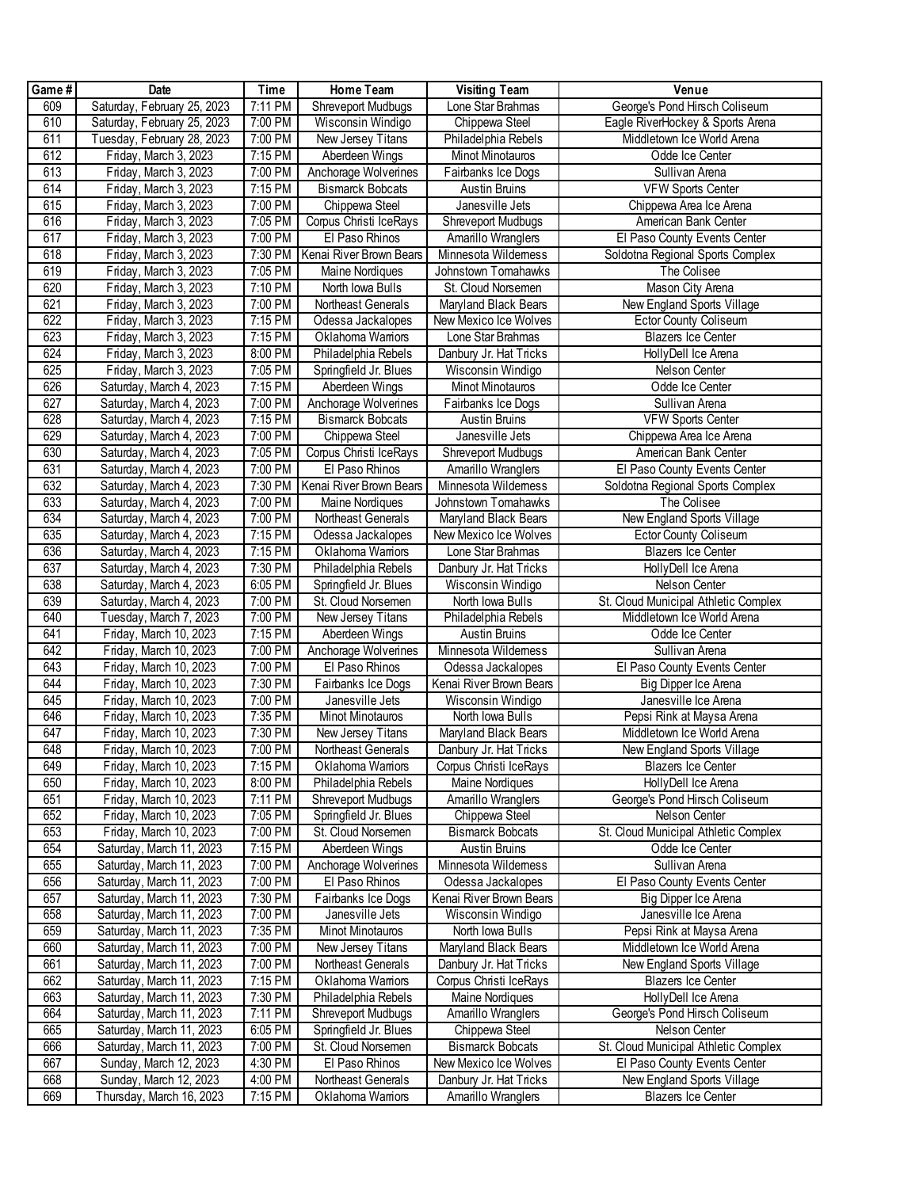| Game # | Date | Time | Home Team | Visiting Team | Venue |
|---|---|---|---|---|---|
| 609 | Saturday, February 25, 2023 | 7:11 PM | Shreveport Mudbugs | Lone Star Brahmas | George's Pond Hirsch Coliseum |
| 610 | Saturday, February 25, 2023 | 7:00 PM | Wisconsin Windigo | Chippewa Steel | Eagle RiverHockey & Sports Arena |
| 611 | Tuesday, February 28, 2023 | 7:00 PM | New Jersey Titans | Philadelphia Rebels | Middletown Ice World Arena |
| 612 | Friday, March 3, 2023 | 7:15 PM | Aberdeen Wings | Minot Minotauros | Odde Ice Center |
| 613 | Friday, March 3, 2023 | 7:00 PM | Anchorage Wolverines | Fairbanks Ice Dogs | Sullivan Arena |
| 614 | Friday, March 3, 2023 | 7:15 PM | Bismarck Bobcats | Austin Bruins | VFW Sports Center |
| 615 | Friday, March 3, 2023 | 7:00 PM | Chippewa Steel | Janesville Jets | Chippewa Area Ice Arena |
| 616 | Friday, March 3, 2023 | 7:05 PM | Corpus Christi IceRays | Shreveport Mudbugs | American Bank Center |
| 617 | Friday, March 3, 2023 | 7:00 PM | El Paso Rhinos | Amarillo Wranglers | El Paso County Events Center |
| 618 | Friday, March 3, 2023 | 7:30 PM | Kenai River Brown Bears | Minnesota Wilderness | Soldotna Regional Sports Complex |
| 619 | Friday, March 3, 2023 | 7:05 PM | Maine Nordiques | Johnstown Tomahawks | The Colisee |
| 620 | Friday, March 3, 2023 | 7:10 PM | North Iowa Bulls | St. Cloud Norsemen | Mason City Arena |
| 621 | Friday, March 3, 2023 | 7:00 PM | Northeast Generals | Maryland Black Bears | New England Sports Village |
| 622 | Friday, March 3, 2023 | 7:15 PM | Odessa Jackalopes | New Mexico Ice Wolves | Ector County Coliseum |
| 623 | Friday, March 3, 2023 | 7:15 PM | Oklahoma Warriors | Lone Star Brahmas | Blazers Ice Center |
| 624 | Friday, March 3, 2023 | 8:00 PM | Philadelphia Rebels | Danbury Jr. Hat Tricks | HollyDell Ice Arena |
| 625 | Friday, March 3, 2023 | 7:05 PM | Springfield Jr. Blues | Wisconsin Windigo | Nelson Center |
| 626 | Saturday, March 4, 2023 | 7:15 PM | Aberdeen Wings | Minot Minotauros | Odde Ice Center |
| 627 | Saturday, March 4, 2023 | 7:00 PM | Anchorage Wolverines | Fairbanks Ice Dogs | Sullivan Arena |
| 628 | Saturday, March 4, 2023 | 7:15 PM | Bismarck Bobcats | Austin Bruins | VFW Sports Center |
| 629 | Saturday, March 4, 2023 | 7:00 PM | Chippewa Steel | Janesville Jets | Chippewa Area Ice Arena |
| 630 | Saturday, March 4, 2023 | 7:05 PM | Corpus Christi IceRays | Shreveport Mudbugs | American Bank Center |
| 631 | Saturday, March 4, 2023 | 7:00 PM | El Paso Rhinos | Amarillo Wranglers | El Paso County Events Center |
| 632 | Saturday, March 4, 2023 | 7:30 PM | Kenai River Brown Bears | Minnesota Wilderness | Soldotna Regional Sports Complex |
| 633 | Saturday, March 4, 2023 | 7:00 PM | Maine Nordiques | Johnstown Tomahawks | The Colisee |
| 634 | Saturday, March 4, 2023 | 7:00 PM | Northeast Generals | Maryland Black Bears | New England Sports Village |
| 635 | Saturday, March 4, 2023 | 7:15 PM | Odessa Jackalopes | New Mexico Ice Wolves | Ector County Coliseum |
| 636 | Saturday, March 4, 2023 | 7:15 PM | Oklahoma Warriors | Lone Star Brahmas | Blazers Ice Center |
| 637 | Saturday, March 4, 2023 | 7:30 PM | Philadelphia Rebels | Danbury Jr. Hat Tricks | HollyDell Ice Arena |
| 638 | Saturday, March 4, 2023 | 6:05 PM | Springfield Jr. Blues | Wisconsin Windigo | Nelson Center |
| 639 | Saturday, March 4, 2023 | 7:00 PM | St. Cloud Norsemen | North Iowa Bulls | St. Cloud Municipal Athletic Complex |
| 640 | Tuesday, March 7, 2023 | 7:00 PM | New Jersey Titans | Philadelphia Rebels | Middletown Ice World Arena |
| 641 | Friday, March 10, 2023 | 7:15 PM | Aberdeen Wings | Austin Bruins | Odde Ice Center |
| 642 | Friday, March 10, 2023 | 7:00 PM | Anchorage Wolverines | Minnesota Wilderness | Sullivan Arena |
| 643 | Friday, March 10, 2023 | 7:00 PM | El Paso Rhinos | Odessa Jackalopes | El Paso County Events Center |
| 644 | Friday, March 10, 2023 | 7:30 PM | Fairbanks Ice Dogs | Kenai River Brown Bears | Big Dipper Ice Arena |
| 645 | Friday, March 10, 2023 | 7:00 PM | Janesville Jets | Wisconsin Windigo | Janesville Ice Arena |
| 646 | Friday, March 10, 2023 | 7:35 PM | Minot Minotauros | North Iowa Bulls | Pepsi Rink at Maysa Arena |
| 647 | Friday, March 10, 2023 | 7:30 PM | New Jersey Titans | Maryland Black Bears | Middletown Ice World Arena |
| 648 | Friday, March 10, 2023 | 7:00 PM | Northeast Generals | Danbury Jr. Hat Tricks | New England Sports Village |
| 649 | Friday, March 10, 2023 | 7:15 PM | Oklahoma Warriors | Corpus Christi IceRays | Blazers Ice Center |
| 650 | Friday, March 10, 2023 | 8:00 PM | Philadelphia Rebels | Maine Nordiques | HollyDell Ice Arena |
| 651 | Friday, March 10, 2023 | 7:11 PM | Shreveport Mudbugs | Amarillo Wranglers | George's Pond Hirsch Coliseum |
| 652 | Friday, March 10, 2023 | 7:05 PM | Springfield Jr. Blues | Chippewa Steel | Nelson Center |
| 653 | Friday, March 10, 2023 | 7:00 PM | St. Cloud Norsemen | Bismarck Bobcats | St. Cloud Municipal Athletic Complex |
| 654 | Saturday, March 11, 2023 | 7:15 PM | Aberdeen Wings | Austin Bruins | Odde Ice Center |
| 655 | Saturday, March 11, 2023 | 7:00 PM | Anchorage Wolverines | Minnesota Wilderness | Sullivan Arena |
| 656 | Saturday, March 11, 2023 | 7:00 PM | El Paso Rhinos | Odessa Jackalopes | El Paso County Events Center |
| 657 | Saturday, March 11, 2023 | 7:30 PM | Fairbanks Ice Dogs | Kenai River Brown Bears | Big Dipper Ice Arena |
| 658 | Saturday, March 11, 2023 | 7:00 PM | Janesville Jets | Wisconsin Windigo | Janesville Ice Arena |
| 659 | Saturday, March 11, 2023 | 7:35 PM | Minot Minotauros | North Iowa Bulls | Pepsi Rink at Maysa Arena |
| 660 | Saturday, March 11, 2023 | 7:00 PM | New Jersey Titans | Maryland Black Bears | Middletown Ice World Arena |
| 661 | Saturday, March 11, 2023 | 7:00 PM | Northeast Generals | Danbury Jr. Hat Tricks | New England Sports Village |
| 662 | Saturday, March 11, 2023 | 7:15 PM | Oklahoma Warriors | Corpus Christi IceRays | Blazers Ice Center |
| 663 | Saturday, March 11, 2023 | 7:30 PM | Philadelphia Rebels | Maine Nordiques | HollyDell Ice Arena |
| 664 | Saturday, March 11, 2023 | 7:11 PM | Shreveport Mudbugs | Amarillo Wranglers | George's Pond Hirsch Coliseum |
| 665 | Saturday, March 11, 2023 | 6:05 PM | Springfield Jr. Blues | Chippewa Steel | Nelson Center |
| 666 | Saturday, March 11, 2023 | 7:00 PM | St. Cloud Norsemen | Bismarck Bobcats | St. Cloud Municipal Athletic Complex |
| 667 | Sunday, March 12, 2023 | 4:30 PM | El Paso Rhinos | New Mexico Ice Wolves | El Paso County Events Center |
| 668 | Sunday, March 12, 2023 | 4:00 PM | Northeast Generals | Danbury Jr. Hat Tricks | New England Sports Village |
| 669 | Thursday, March 16, 2023 | 7:15 PM | Oklahoma Warriors | Amarillo Wranglers | Blazers Ice Center |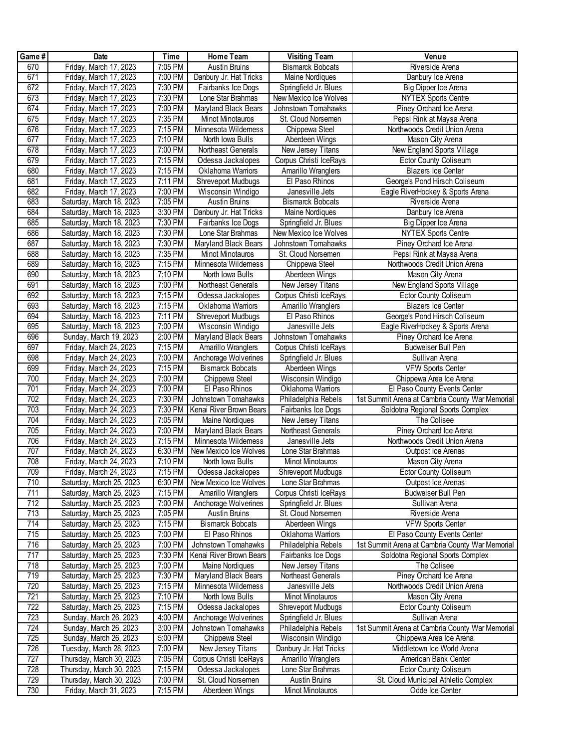| Game # | Date | Time | Home Team | Visiting Team | Venue |
|---|---|---|---|---|---|
| 670 | Friday, March 17, 2023 | 7:05 PM | Austin Bruins | Bismarck Bobcats | Riverside Arena |
| 671 | Friday, March 17, 2023 | 7:00 PM | Danbury Jr. Hat Tricks | Maine Nordiques | Danbury Ice Arena |
| 672 | Friday, March 17, 2023 | 7:30 PM | Fairbanks Ice Dogs | Springfield Jr. Blues | Big Dipper Ice Arena |
| 673 | Friday, March 17, 2023 | 7:30 PM | Lone Star Brahmas | New Mexico Ice Wolves | NYTEX Sports Centre |
| 674 | Friday, March 17, 2023 | 7:00 PM | Maryland Black Bears | Johnstown Tomahawks | Piney Orchard Ice Arena |
| 675 | Friday, March 17, 2023 | 7:35 PM | Minot Minotauros | St. Cloud Norsemen | Pepsi Rink at Maysa Arena |
| 676 | Friday, March 17, 2023 | 7:15 PM | Minnesota Wilderness | Chippewa Steel | Northwoods Credit Union Arena |
| 677 | Friday, March 17, 2023 | 7:10 PM | North Iowa Bulls | Aberdeen Wings | Mason City Arena |
| 678 | Friday, March 17, 2023 | 7:00 PM | Northeast Generals | New Jersey Titans | New England Sports Village |
| 679 | Friday, March 17, 2023 | 7:15 PM | Odessa Jackalopes | Corpus Christi IceRays | Ector County Coliseum |
| 680 | Friday, March 17, 2023 | 7:15 PM | Oklahoma Warriors | Amarillo Wranglers | Blazers Ice Center |
| 681 | Friday, March 17, 2023 | 7:11 PM | Shreveport Mudbugs | El Paso Rhinos | George's Pond Hirsch Coliseum |
| 682 | Friday, March 17, 2023 | 7:00 PM | Wisconsin Windigo | Janesville Jets | Eagle RiverHockey & Sports Arena |
| 683 | Saturday, March 18, 2023 | 7:05 PM | Austin Bruins | Bismarck Bobcats | Riverside Arena |
| 684 | Saturday, March 18, 2023 | 3:30 PM | Danbury Jr. Hat Tricks | Maine Nordiques | Danbury Ice Arena |
| 685 | Saturday, March 18, 2023 | 7:30 PM | Fairbanks Ice Dogs | Springfield Jr. Blues | Big Dipper Ice Arena |
| 686 | Saturday, March 18, 2023 | 7:30 PM | Lone Star Brahmas | New Mexico Ice Wolves | NYTEX Sports Centre |
| 687 | Saturday, March 18, 2023 | 7:30 PM | Maryland Black Bears | Johnstown Tomahawks | Piney Orchard Ice Arena |
| 688 | Saturday, March 18, 2023 | 7:35 PM | Minot Minotauros | St. Cloud Norsemen | Pepsi Rink at Maysa Arena |
| 689 | Saturday, March 18, 2023 | 7:15 PM | Minnesota Wilderness | Chippewa Steel | Northwoods Credit Union Arena |
| 690 | Saturday, March 18, 2023 | 7:10 PM | North Iowa Bulls | Aberdeen Wings | Mason City Arena |
| 691 | Saturday, March 18, 2023 | 7:00 PM | Northeast Generals | New Jersey Titans | New England Sports Village |
| 692 | Saturday, March 18, 2023 | 7:15 PM | Odessa Jackalopes | Corpus Christi IceRays | Ector County Coliseum |
| 693 | Saturday, March 18, 2023 | 7:15 PM | Oklahoma Warriors | Amarillo Wranglers | Blazers Ice Center |
| 694 | Saturday, March 18, 2023 | 7:11 PM | Shreveport Mudbugs | El Paso Rhinos | George's Pond Hirsch Coliseum |
| 695 | Saturday, March 18, 2023 | 7:00 PM | Wisconsin Windigo | Janesville Jets | Eagle RiverHockey & Sports Arena |
| 696 | Sunday, March 19, 2023 | 2:00 PM | Maryland Black Bears | Johnstown Tomahawks | Piney Orchard Ice Arena |
| 697 | Friday, March 24, 2023 | 7:15 PM | Amarillo Wranglers | Corpus Christi IceRays | Budweiser Bull Pen |
| 698 | Friday, March 24, 2023 | 7:00 PM | Anchorage Wolverines | Springfield Jr. Blues | Sullivan Arena |
| 699 | Friday, March 24, 2023 | 7:15 PM | Bismarck Bobcats | Aberdeen Wings | VFW Sports Center |
| 700 | Friday, March 24, 2023 | 7:00 PM | Chippewa Steel | Wisconsin Windigo | Chippewa Area Ice Arena |
| 701 | Friday, March 24, 2023 | 7:00 PM | El Paso Rhinos | Oklahoma Warriors | El Paso County Events Center |
| 702 | Friday, March 24, 2023 | 7:30 PM | Johnstown Tomahawks | Philadelphia Rebels | 1st Summit Arena at Cambria County War Memorial |
| 703 | Friday, March 24, 2023 | 7:30 PM | Kenai River Brown Bears | Fairbanks Ice Dogs | Soldotna Regional Sports Complex |
| 704 | Friday, March 24, 2023 | 7:05 PM | Maine Nordiques | New Jersey Titans | The Colisee |
| 705 | Friday, March 24, 2023 | 7:00 PM | Maryland Black Bears | Northeast Generals | Piney Orchard Ice Arena |
| 706 | Friday, March 24, 2023 | 7:15 PM | Minnesota Wilderness | Janesville Jets | Northwoods Credit Union Arena |
| 707 | Friday, March 24, 2023 | 6:30 PM | New Mexico Ice Wolves | Lone Star Brahmas | Outpost Ice Arenas |
| 708 | Friday, March 24, 2023 | 7:10 PM | North Iowa Bulls | Minot Minotauros | Mason City Arena |
| 709 | Friday, March 24, 2023 | 7:15 PM | Odessa Jackalopes | Shreveport Mudbugs | Ector County Coliseum |
| 710 | Saturday, March 25, 2023 | 6:30 PM | New Mexico Ice Wolves | Lone Star Brahmas | Outpost Ice Arenas |
| 711 | Saturday, March 25, 2023 | 7:15 PM | Amarillo Wranglers | Corpus Christi IceRays | Budweiser Bull Pen |
| 712 | Saturday, March 25, 2023 | 7:00 PM | Anchorage Wolverines | Springfield Jr. Blues | Sullivan Arena |
| 713 | Saturday, March 25, 2023 | 7:05 PM | Austin Bruins | St. Cloud Norsemen | Riverside Arena |
| 714 | Saturday, March 25, 2023 | 7:15 PM | Bismarck Bobcats | Aberdeen Wings | VFW Sports Center |
| 715 | Saturday, March 25, 2023 | 7:00 PM | El Paso Rhinos | Oklahoma Warriors | El Paso County Events Center |
| 716 | Saturday, March 25, 2023 | 7:00 PM | Johnstown Tomahawks | Philadelphia Rebels | 1st Summit Arena at Cambria County War Memorial |
| 717 | Saturday, March 25, 2023 | 7:30 PM | Kenai River Brown Bears | Fairbanks Ice Dogs | Soldotna Regional Sports Complex |
| 718 | Saturday, March 25, 2023 | 7:00 PM | Maine Nordiques | New Jersey Titans | The Colisee |
| 719 | Saturday, March 25, 2023 | 7:30 PM | Maryland Black Bears | Northeast Generals | Piney Orchard Ice Arena |
| 720 | Saturday, March 25, 2023 | 7:15 PM | Minnesota Wilderness | Janesville Jets | Northwoods Credit Union Arena |
| 721 | Saturday, March 25, 2023 | 7:10 PM | North Iowa Bulls | Minot Minotauros | Mason City Arena |
| 722 | Saturday, March 25, 2023 | 7:15 PM | Odessa Jackalopes | Shreveport Mudbugs | Ector County Coliseum |
| 723 | Sunday, March 26, 2023 | 4:00 PM | Anchorage Wolverines | Springfield Jr. Blues | Sullivan Arena |
| 724 | Sunday, March 26, 2023 | 3:00 PM | Johnstown Tomahawks | Philadelphia Rebels | 1st Summit Arena at Cambria County War Memorial |
| 725 | Sunday, March 26, 2023 | 5:00 PM | Chippewa Steel | Wisconsin Windigo | Chippewa Area Ice Arena |
| 726 | Tuesday, March 28, 2023 | 7:00 PM | New Jersey Titans | Danbury Jr. Hat Tricks | Middletown Ice World Arena |
| 727 | Thursday, March 30, 2023 | 7:05 PM | Corpus Christi IceRays | Amarillo Wranglers | American Bank Center |
| 728 | Thursday, March 30, 2023 | 7:15 PM | Odessa Jackalopes | Lone Star Brahmas | Ector County Coliseum |
| 729 | Thursday, March 30, 2023 | 7:00 PM | St. Cloud Norsemen | Austin Bruins | St. Cloud Municipal Athletic Complex |
| 730 | Friday, March 31, 2023 | 7:15 PM | Aberdeen Wings | Minot Minotauros | Odde Ice Center |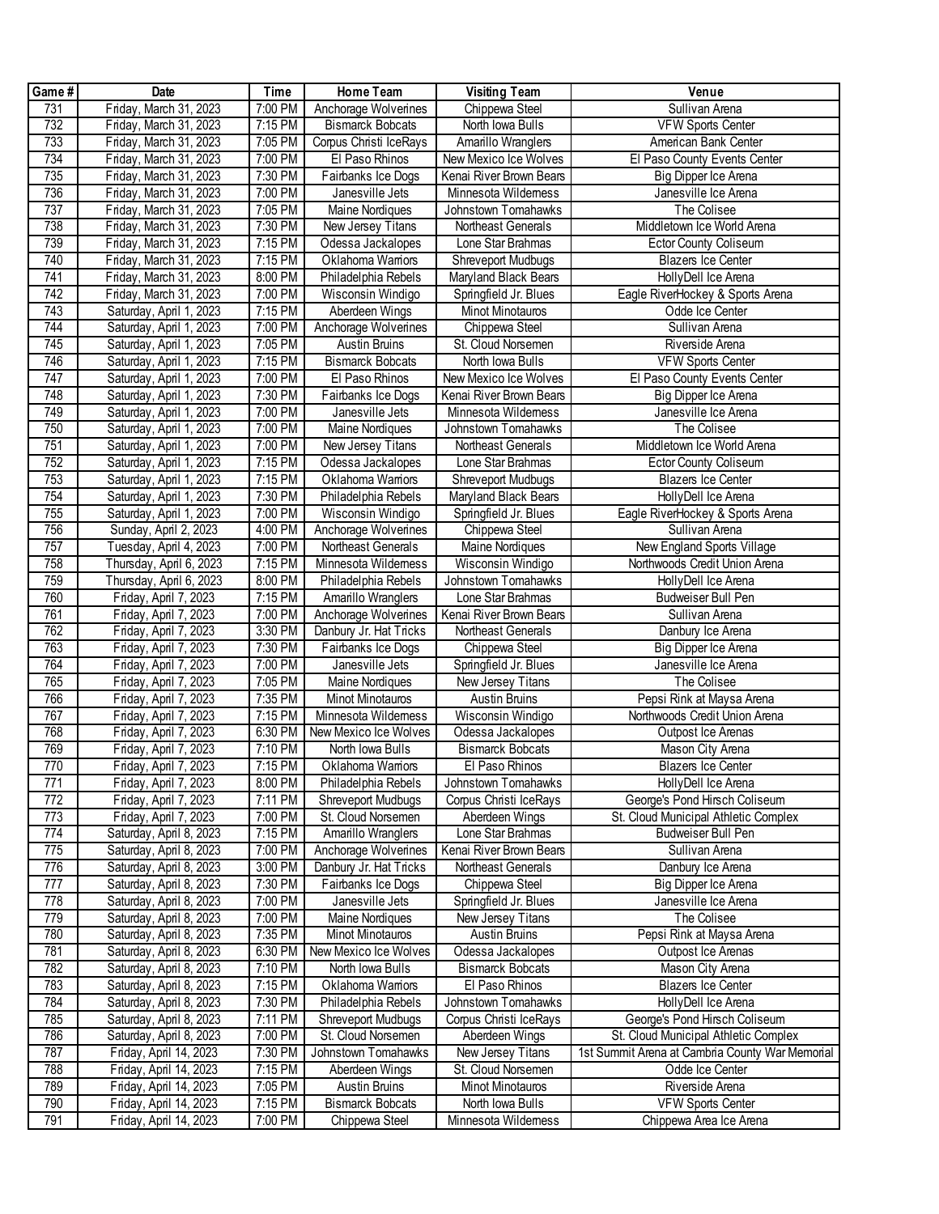| Game # | Date | Time | Home Team | Visiting Team | Venue |
| --- | --- | --- | --- | --- | --- |
| 731 | Friday, March 31, 2023 | 7:00 PM | Anchorage Wolverines | Chippewa Steel | Sullivan Arena |
| 732 | Friday, March 31, 2023 | 7:15 PM | Bismarck Bobcats | North Iowa Bulls | VFW Sports Center |
| 733 | Friday, March 31, 2023 | 7:05 PM | Corpus Christi IceRays | Amarillo Wranglers | American Bank Center |
| 734 | Friday, March 31, 2023 | 7:00 PM | El Paso Rhinos | New Mexico Ice Wolves | El Paso County Events Center |
| 735 | Friday, March 31, 2023 | 7:30 PM | Fairbanks Ice Dogs | Kenai River Brown Bears | Big Dipper Ice Arena |
| 736 | Friday, March 31, 2023 | 7:00 PM | Janesville Jets | Minnesota Wilderness | Janesville Ice Arena |
| 737 | Friday, March 31, 2023 | 7:05 PM | Maine Nordiques | Johnstown Tomahawks | The Colisee |
| 738 | Friday, March 31, 2023 | 7:30 PM | New Jersey Titans | Northeast Generals | Middletown Ice World Arena |
| 739 | Friday, March 31, 2023 | 7:15 PM | Odessa Jackalopes | Lone Star Brahmas | Ector County Coliseum |
| 740 | Friday, March 31, 2023 | 7:15 PM | Oklahoma Warriors | Shreveport Mudbugs | Blazers Ice Center |
| 741 | Friday, March 31, 2023 | 8:00 PM | Philadelphia Rebels | Maryland Black Bears | HollyDell Ice Arena |
| 742 | Friday, March 31, 2023 | 7:00 PM | Wisconsin Windigo | Springfield Jr. Blues | Eagle RiverHockey & Sports Arena |
| 743 | Saturday, April 1, 2023 | 7:15 PM | Aberdeen Wings | Minot Minotauros | Odde Ice Center |
| 744 | Saturday, April 1, 2023 | 7:00 PM | Anchorage Wolverines | Chippewa Steel | Sullivan Arena |
| 745 | Saturday, April 1, 2023 | 7:05 PM | Austin Bruins | St. Cloud Norsemen | Riverside Arena |
| 746 | Saturday, April 1, 2023 | 7:15 PM | Bismarck Bobcats | North Iowa Bulls | VFW Sports Center |
| 747 | Saturday, April 1, 2023 | 7:00 PM | El Paso Rhinos | New Mexico Ice Wolves | El Paso County Events Center |
| 748 | Saturday, April 1, 2023 | 7:30 PM | Fairbanks Ice Dogs | Kenai River Brown Bears | Big Dipper Ice Arena |
| 749 | Saturday, April 1, 2023 | 7:00 PM | Janesville Jets | Minnesota Wilderness | Janesville Ice Arena |
| 750 | Saturday, April 1, 2023 | 7:00 PM | Maine Nordiques | Johnstown Tomahawks | The Colisee |
| 751 | Saturday, April 1, 2023 | 7:00 PM | New Jersey Titans | Northeast Generals | Middletown Ice World Arena |
| 752 | Saturday, April 1, 2023 | 7:15 PM | Odessa Jackalopes | Lone Star Brahmas | Ector County Coliseum |
| 753 | Saturday, April 1, 2023 | 7:15 PM | Oklahoma Warriors | Shreveport Mudbugs | Blazers Ice Center |
| 754 | Saturday, April 1, 2023 | 7:30 PM | Philadelphia Rebels | Maryland Black Bears | HollyDell Ice Arena |
| 755 | Saturday, April 1, 2023 | 7:00 PM | Wisconsin Windigo | Springfield Jr. Blues | Eagle RiverHockey & Sports Arena |
| 756 | Sunday, April 2, 2023 | 4:00 PM | Anchorage Wolverines | Chippewa Steel | Sullivan Arena |
| 757 | Tuesday, April 4, 2023 | 7:00 PM | Northeast Generals | Maine Nordiques | New England Sports Village |
| 758 | Thursday, April 6, 2023 | 7:15 PM | Minnesota Wilderness | Wisconsin Windigo | Northwoods Credit Union Arena |
| 759 | Thursday, April 6, 2023 | 8:00 PM | Philadelphia Rebels | Johnstown Tomahawks | HollyDell Ice Arena |
| 760 | Friday, April 7, 2023 | 7:15 PM | Amarillo Wranglers | Lone Star Brahmas | Budweiser Bull Pen |
| 761 | Friday, April 7, 2023 | 7:00 PM | Anchorage Wolverines | Kenai River Brown Bears | Sullivan Arena |
| 762 | Friday, April 7, 2023 | 3:30 PM | Danbury Jr. Hat Tricks | Northeast Generals | Danbury Ice Arena |
| 763 | Friday, April 7, 2023 | 7:30 PM | Fairbanks Ice Dogs | Chippewa Steel | Big Dipper Ice Arena |
| 764 | Friday, April 7, 2023 | 7:00 PM | Janesville Jets | Springfield Jr. Blues | Janesville Ice Arena |
| 765 | Friday, April 7, 2023 | 7:05 PM | Maine Nordiques | New Jersey Titans | The Colisee |
| 766 | Friday, April 7, 2023 | 7:35 PM | Minot Minotauros | Austin Bruins | Pepsi Rink at Maysa Arena |
| 767 | Friday, April 7, 2023 | 7:15 PM | Minnesota Wilderness | Wisconsin Windigo | Northwoods Credit Union Arena |
| 768 | Friday, April 7, 2023 | 6:30 PM | New Mexico Ice Wolves | Odessa Jackalopes | Outpost Ice Arenas |
| 769 | Friday, April 7, 2023 | 7:10 PM | North Iowa Bulls | Bismarck Bobcats | Mason City Arena |
| 770 | Friday, April 7, 2023 | 7:15 PM | Oklahoma Warriors | El Paso Rhinos | Blazers Ice Center |
| 771 | Friday, April 7, 2023 | 8:00 PM | Philadelphia Rebels | Johnstown Tomahawks | HollyDell Ice Arena |
| 772 | Friday, April 7, 2023 | 7:11 PM | Shreveport Mudbugs | Corpus Christi IceRays | George's Pond Hirsch Coliseum |
| 773 | Friday, April 7, 2023 | 7:00 PM | St. Cloud Norsemen | Aberdeen Wings | St. Cloud Municipal Athletic Complex |
| 774 | Saturday, April 8, 2023 | 7:15 PM | Amarillo Wranglers | Lone Star Brahmas | Budweiser Bull Pen |
| 775 | Saturday, April 8, 2023 | 7:00 PM | Anchorage Wolverines | Kenai River Brown Bears | Sullivan Arena |
| 776 | Saturday, April 8, 2023 | 3:00 PM | Danbury Jr. Hat Tricks | Northeast Generals | Danbury Ice Arena |
| 777 | Saturday, April 8, 2023 | 7:30 PM | Fairbanks Ice Dogs | Chippewa Steel | Big Dipper Ice Arena |
| 778 | Saturday, April 8, 2023 | 7:00 PM | Janesville Jets | Springfield Jr. Blues | Janesville Ice Arena |
| 779 | Saturday, April 8, 2023 | 7:00 PM | Maine Nordiques | New Jersey Titans | The Colisee |
| 780 | Saturday, April 8, 2023 | 7:35 PM | Minot Minotauros | Austin Bruins | Pepsi Rink at Maysa Arena |
| 781 | Saturday, April 8, 2023 | 6:30 PM | New Mexico Ice Wolves | Odessa Jackalopes | Outpost Ice Arenas |
| 782 | Saturday, April 8, 2023 | 7:10 PM | North Iowa Bulls | Bismarck Bobcats | Mason City Arena |
| 783 | Saturday, April 8, 2023 | 7:15 PM | Oklahoma Warriors | El Paso Rhinos | Blazers Ice Center |
| 784 | Saturday, April 8, 2023 | 7:30 PM | Philadelphia Rebels | Johnstown Tomahawks | HollyDell Ice Arena |
| 785 | Saturday, April 8, 2023 | 7:11 PM | Shreveport Mudbugs | Corpus Christi IceRays | George's Pond Hirsch Coliseum |
| 786 | Saturday, April 8, 2023 | 7:00 PM | St. Cloud Norsemen | Aberdeen Wings | St. Cloud Municipal Athletic Complex |
| 787 | Friday, April 14, 2023 | 7:30 PM | Johnstown Tomahawks | New Jersey Titans | 1st Summit Arena at Cambria County War Memorial |
| 788 | Friday, April 14, 2023 | 7:15 PM | Aberdeen Wings | St. Cloud Norsemen | Odde Ice Center |
| 789 | Friday, April 14, 2023 | 7:05 PM | Austin Bruins | Minot Minotauros | Riverside Arena |
| 790 | Friday, April 14, 2023 | 7:15 PM | Bismarck Bobcats | North Iowa Bulls | VFW Sports Center |
| 791 | Friday, April 14, 2023 | 7:00 PM | Chippewa Steel | Minnesota Wilderness | Chippewa Area Ice Arena |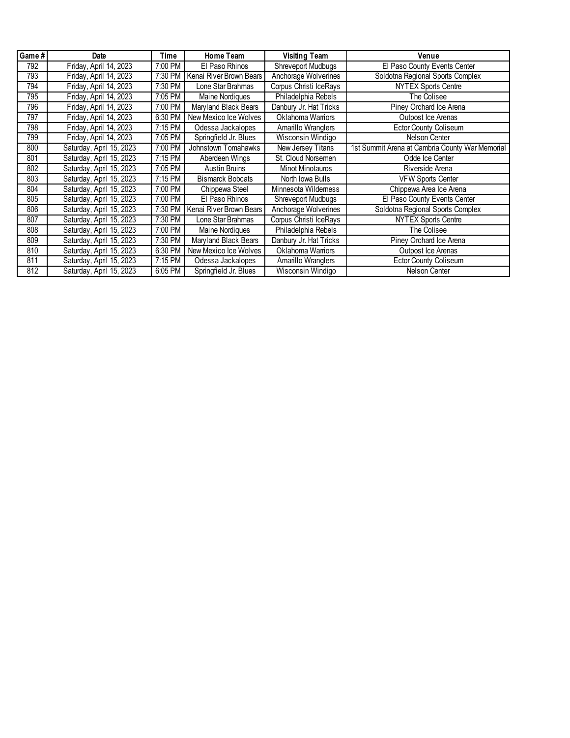| Game # | Date | Time | Home Team | Visiting Team | Venue |
|---|---|---|---|---|---|
| 792 | Friday, April 14, 2023 | 7:00 PM | El Paso Rhinos | Shreveport Mudbugs | El Paso County Events Center |
| 793 | Friday, April 14, 2023 | 7:30 PM | Kenai River Brown Bears | Anchorage Wolverines | Soldotna Regional Sports Complex |
| 794 | Friday, April 14, 2023 | 7:30 PM | Lone Star Brahmas | Corpus Christi IceRays | NYTEX Sports Centre |
| 795 | Friday, April 14, 2023 | 7:05 PM | Maine Nordiques | Philadelphia Rebels | The Colisee |
| 796 | Friday, April 14, 2023 | 7:00 PM | Maryland Black Bears | Danbury Jr. Hat Tricks | Piney Orchard Ice Arena |
| 797 | Friday, April 14, 2023 | 6:30 PM | New Mexico Ice Wolves | Oklahoma Warriors | Outpost Ice Arenas |
| 798 | Friday, April 14, 2023 | 7:15 PM | Odessa Jackalopes | Amarillo Wranglers | Ector County Coliseum |
| 799 | Friday, April 14, 2023 | 7:05 PM | Springfield Jr. Blues | Wisconsin Windigo | Nelson Center |
| 800 | Saturday, April 15, 2023 | 7:00 PM | Johnstown Tomahawks | New Jersey Titans | 1st Summit Arena at Cambria County War Memorial |
| 801 | Saturday, April 15, 2023 | 7:15 PM | Aberdeen Wings | St. Cloud Norsemen | Odde Ice Center |
| 802 | Saturday, April 15, 2023 | 7:05 PM | Austin Bruins | Minot Minotauros | Riverside Arena |
| 803 | Saturday, April 15, 2023 | 7:15 PM | Bismarck Bobcats | North Iowa Bulls | VFW Sports Center |
| 804 | Saturday, April 15, 2023 | 7:00 PM | Chippewa Steel | Minnesota Wilderness | Chippewa Area Ice Arena |
| 805 | Saturday, April 15, 2023 | 7:00 PM | El Paso Rhinos | Shreveport Mudbugs | El Paso County Events Center |
| 806 | Saturday, April 15, 2023 | 7:30 PM | Kenai River Brown Bears | Anchorage Wolverines | Soldotna Regional Sports Complex |
| 807 | Saturday, April 15, 2023 | 7:30 PM | Lone Star Brahmas | Corpus Christi IceRays | NYTEX Sports Centre |
| 808 | Saturday, April 15, 2023 | 7:00 PM | Maine Nordiques | Philadelphia Rebels | The Colisee |
| 809 | Saturday, April 15, 2023 | 7:30 PM | Maryland Black Bears | Danbury Jr. Hat Tricks | Piney Orchard Ice Arena |
| 810 | Saturday, April 15, 2023 | 6:30 PM | New Mexico Ice Wolves | Oklahoma Warriors | Outpost Ice Arenas |
| 811 | Saturday, April 15, 2023 | 7:15 PM | Odessa Jackalopes | Amarillo Wranglers | Ector County Coliseum |
| 812 | Saturday, April 15, 2023 | 6:05 PM | Springfield Jr. Blues | Wisconsin Windigo | Nelson Center |